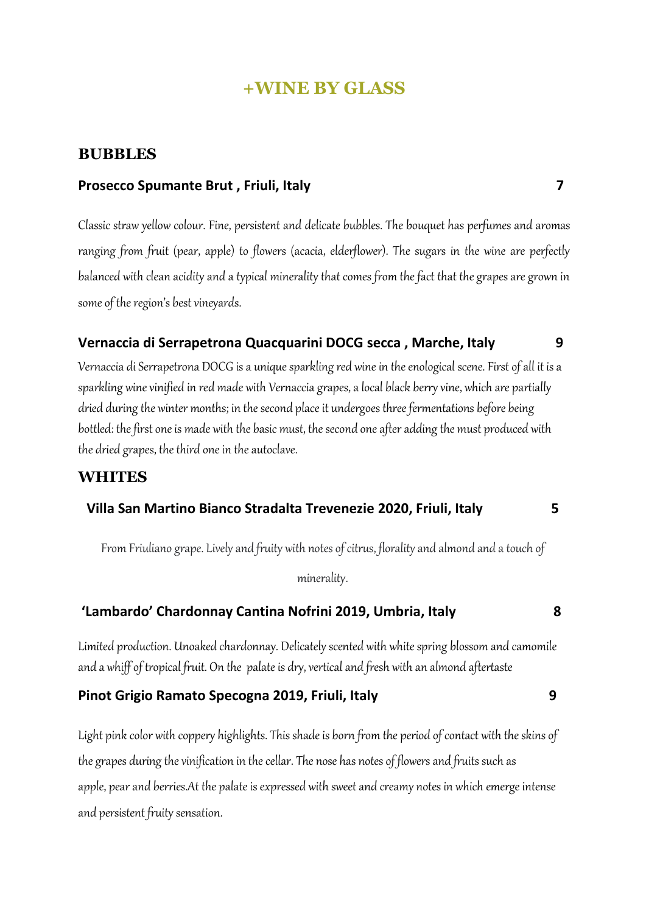# +WINE BY GLASS

## BUBBLES

### Prosecco Spumante Brut , Friuli, Italy — 7

*Classic straw yellow colour. Fine, persistent and delicate bubbles. The bouquet has perfumes and aromas ranging from fruit (pear, apple) to flowers (acacia, elderflower). The sugars in the wine are perfectly balanced with clean acidity and a typical minerality that comes from the fact that the grapes are grown in some of the region's best vineyards.*

### Vernaccia di Serrapetrona Quacquarini DOCG secca , Marche, Italy — 9

*Vernaccia di Serrapetrona DOCG is a unique sparkling red wine in the enological scene. First of all it is a sparkling wine vinified in red made with Vernaccia grapes, a local black berry vine, which are partially dried during the winter months; in the second place it undergoes three fermentations before being bottled: the first one is made with the basic must, the second one after adding the must produced with the dried grapes, the third one in the autoclave.*

## WHITES

### Villa San Martino Bianco Stradalta Trevenezie 2020, Friuli, Italy — 5

*From Friuliano grape. Lively and fruity with notes of citrus, florality and almond and a touch of minerality.*

### 'Lambardo' Chardonnay Cantina Nofrini 2019, Umbria, Italy — 8

*Limited production. Unoaked chardonnay. Delicately scented with white spring blossom and camomile and a whiff of tropical fruit. On the palate is dry, vertical and fresh with an almond aftertaste*

### Pinot Grigio Ramato Specogna 2019, Friuli, Italy — 9

*Light pink color with coppery highlights. This shade is born from the period of contact with the skins of the grapes during the vinification in the cellar. The nose has notes of flowers and fruits such as apple, pear and berries.At the palate is expressed with sweet and creamy notes in which emerge intense and persistent fruity sensation.*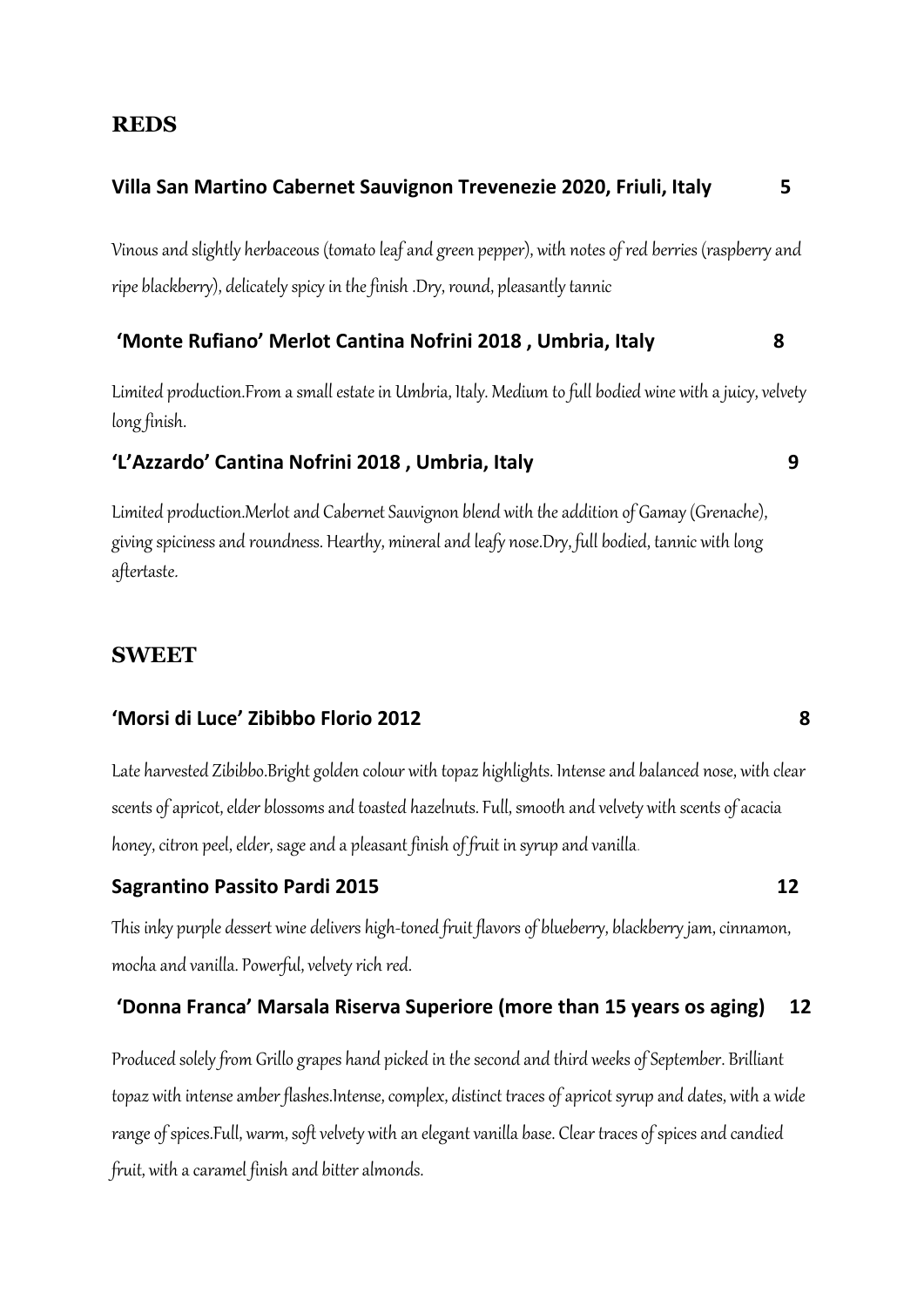## REDS

### Villa San Martino Cabernet Sauvignon Trevenezie 2020, Friuli, Italy 5

*Vinous and slightly herbaceous (tomato leaf and green pepper), with notes of red berries (raspberry and ripe blackberry), delicately spicy in the finish .Dry, round, pleasantly tannic*

### 'Monte Rufiano' Merlot Cantina Nofrini 2018 , Umbria, Italy 8

*Limited production.From a small estate in Umbria, Italy. Medium to full bodied wine with a juicy, velvety long finish.*

### 'L'Azzardo' Cantina Nofrini 2018 , Umbria, Italy 9

*Limited production.Merlot and Cabernet Sauvignon blend with the addition of Gamay (Grenache), giving spiciness and roundness. Hearthy, mineral and leafy nose.Dry, full bodied, tannic with long aftertaste.*

## SWEET

### 'Morsi di Luce' Zibibbo Florio 2012 8

*Late harvested Zibibbo.Bright golden colour with topaz highlights. Intense and balanced nose, with clear scents of apricot, elder blossoms and toasted hazelnuts. Full, smooth and velvety with scents of acacia honey, citron peel, elder, sage and a pleasant finish of fruit in syrup and vanilla.*

### Sagrantino Passito Pardi 2015 12

*This inky purple dessert wine delivers high-toned fruit flavors of blueberry, blackberry jam, cinnamon, mocha and vanilla. Powerful, velvety rich red.*

### 'Donna Franca' Marsala Riserva Superiore (more than 15 years os aging) 12

*Produced solely from Grillo grapes hand picked in the second and third weeks of September. Brilliant topaz with intense amber flashes.Intense, complex, distinct traces of apricot syrup and dates, with a wide range of spices.Full, warm, soft velvety with an elegant vanilla base. Clear traces of spices and candied fruit, with a caramel finish and bitter almonds.*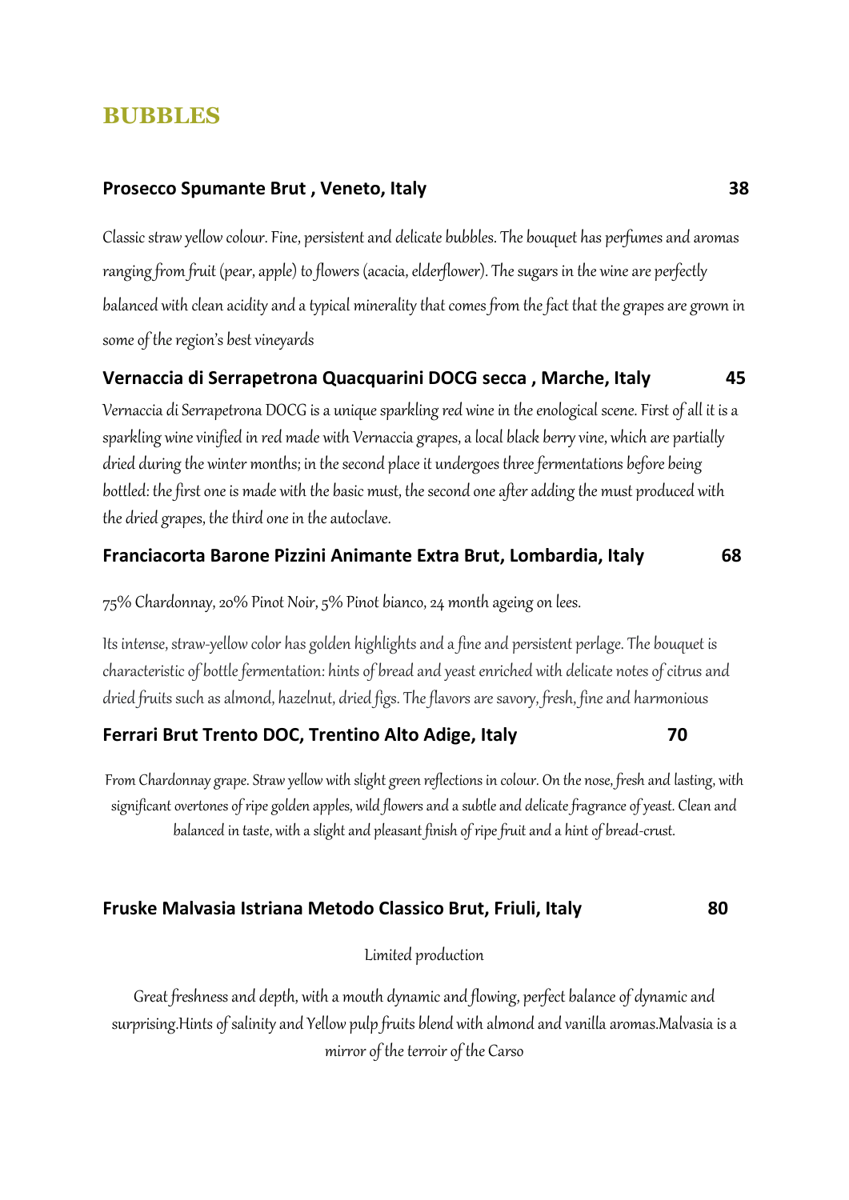## BUBBLES

**Prosecco Spumante Brut , Veneto, Italy** **38**

*Classic straw yellow colour. Fine, persistent and delicate bubbles. The bouquet has perfumes and aromas ranging from fruit (pear, apple) to flowers (acacia, elderflower). The sugars in the wine are perfectly balanced with clean acidity and a typical minerality that comes from the fact that the grapes are grown in some of the region's best vineyards*

**Vernaccia di Serrapetrona Quacquarini DOCG secca , Marche, Italy** **45**

*Vernaccia di Serrapetrona DOCG is a unique sparkling red wine in the enological scene. First of all it is a sparkling wine vinified in red made with Vernaccia grapes, a local black berry vine, which are partially dried during the winter months; in the second place it undergoes three fermentations before being bottled: the first one is made with the basic must, the second one after adding the must produced with the dried grapes, the third one in the autoclave.*

**Franciacorta Barone Pizzini Animante Extra Brut, Lombardia, Italy** **68**

*75% Chardonnay, 20% Pinot Noir, 5% Pinot bianco, 24 month ageing on lees.*

*Its intense, straw-yellow color has golden highlights and a fine and persistent perlage. The bouquet is characteristic of bottle fermentation: hints of bread and yeast enriched with delicate notes of citrus and dried fruits such as almond, hazelnut, dried figs. The flavors are savory, fresh, fine and harmonious*

**Ferrari Brut Trento DOC, Trentino Alto Adige, Italy** **70**

*From Chardonnay grape. Straw yellow with slight green reflections in colour. On the nose, fresh and lasting, with significant overtones of ripe golden apples, wild flowers and a subtle and delicate fragrance of yeast. Clean and balanced in taste, with a slight and pleasant finish of ripe fruit and a hint of bread-crust.*

**Fruske Malvasia Istriana Metodo Classico Brut, Friuli, Italy** **80**

*Limited production*

*Great freshness and depth, with a mouth dynamic and flowing, perfect balance of dynamic and surprising.Hints of salinity and Yellow pulp fruits blend with almond and vanilla aromas.Malvasia is a mirror of the terroir of the Carso*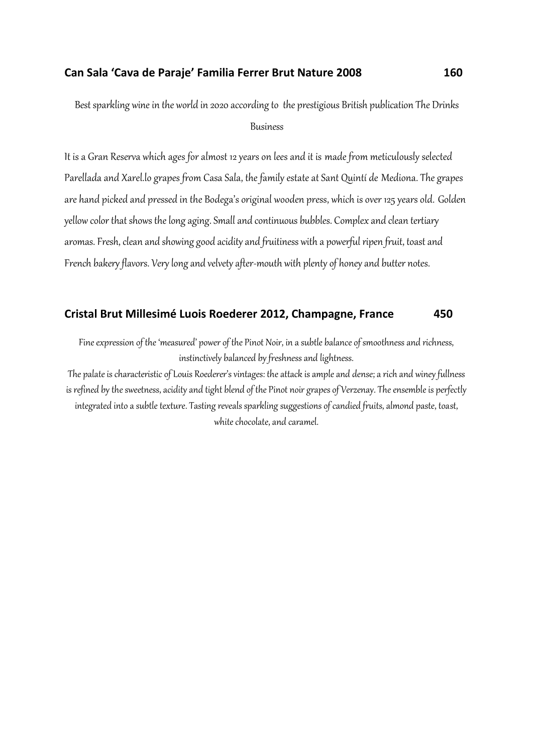## Can Sala 'Cava de Paraje' Familia Ferrer Brut Nature 2008 160

*Best sparkling wine in the world in 2020 according to the prestigious British publication The Drinks Business*

*It is a Gran Reserva which ages for almost 12 years on lees and it is made from meticulously selected Parellada and Xarel.lo grapes from Casa Sala, the family estate at Sant Quintí de Mediona. The grapes are hand picked and pressed in the Bodega's original wooden press, which is over 125 years old. Golden yellow color that shows the long aging. Small and continuous bubbles. Complex and clean tertiary aromas. Fresh, clean and showing good acidity and fruitiness with a powerful ripen fruit, toast and French bakery flavors. Very long and velvety after-mouth with plenty of honey and butter notes.*

## Cristal Brut Millesimé Luois Roederer 2012, Champagne, France 450

*Fine expression of the 'measured' power of the Pinot Noir, in a subtle balance of smoothness and richness, instinctively balanced by freshness and lightness.*

*The palate is characteristic of Louis Roederer's vintages: the attack is ample and dense; a rich and winey fullness is refined by the sweetness, acidity and tight blend of the Pinot noir grapes of Verzenay. The ensemble is perfectly integrated into a subtle texture. Tasting reveals sparkling suggestions of candied fruits, almond paste, toast, white chocolate, and caramel.*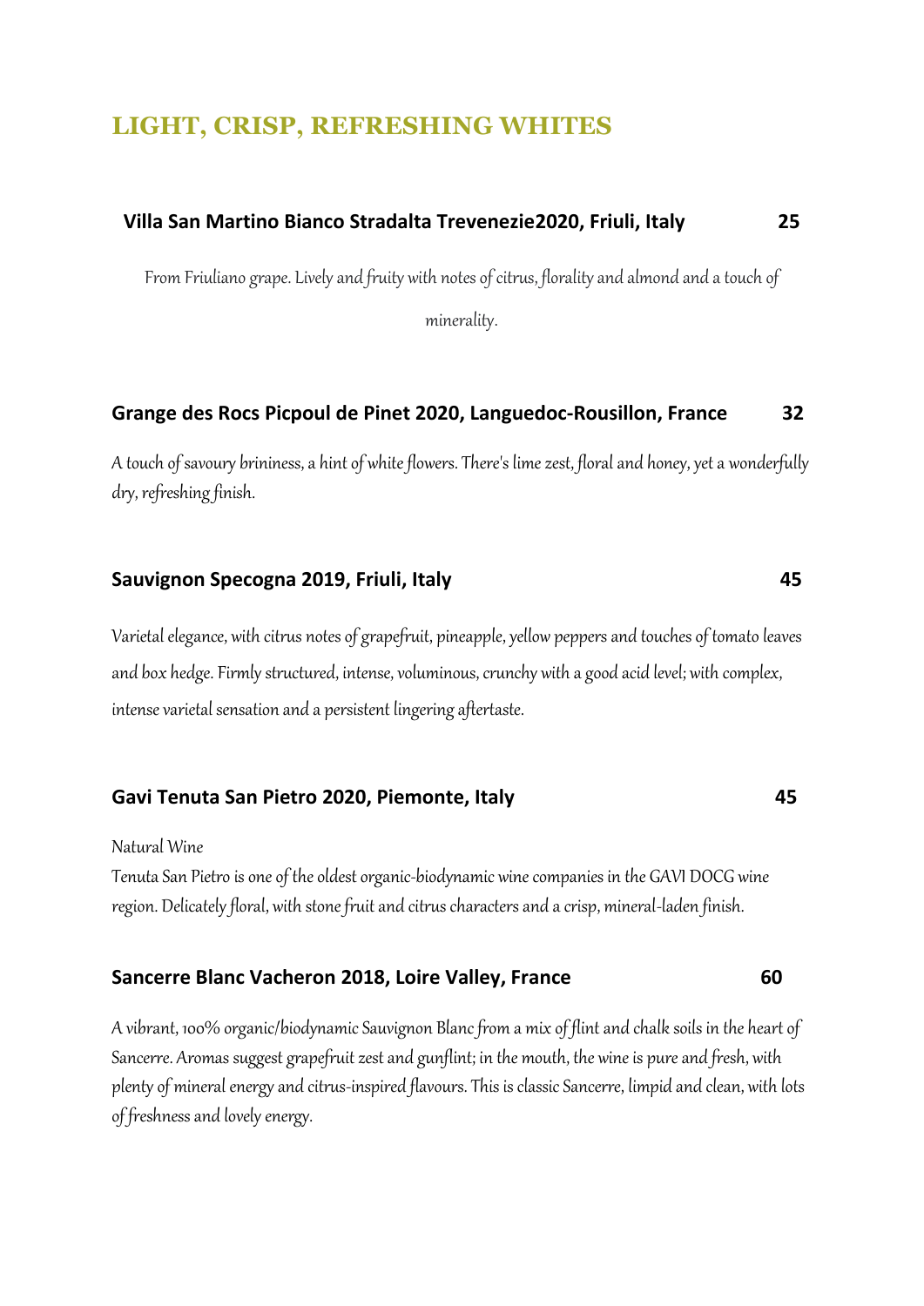## LIGHT, CRISP, REFRESHING WHITES

**Villa San Martino Bianco Stradalta Trevenezie2020, Friuli, Italy** **25**

From Friuliano grape. Lively and fruity with notes of citrus, florality and almond and a touch of minerality.

**Grange des Rocs Picpoul de Pinet 2020, Languedoc-Rousillon, France** **32**

A touch of savoury brininess, a hint of white flowers. There's lime zest, floral and honey, yet a wonderfully dry, refreshing finish.

**Sauvignon Specogna 2019, Friuli, Italy** **45**

Varietal elegance, with citrus notes of grapefruit, pineapple, yellow peppers and touches of tomato leaves and box hedge. Firmly structured, intense, voluminous, crunchy with a good acid level; with complex, intense varietal sensation and a persistent lingering aftertaste.

**Gavi Tenuta San Pietro 2020, Piemonte, Italy** **45**

Natural Wine

Tenuta San Pietro is one of the oldest organic-biodynamic wine companies in the GAVI DOCG wine region. Delicately floral, with stone fruit and citrus characters and a crisp, mineral-laden finish.

**Sancerre Blanc Vacheron 2018, Loire Valley, France** **60**

A vibrant, 100% organic/biodynamic Sauvignon Blanc from a mix of flint and chalk soils in the heart of Sancerre. Aromas suggest grapefruit zest and gunflint; in the mouth, the wine is pure and fresh, with plenty of mineral energy and citrus-inspired flavours. This is classic Sancerre, limpid and clean, with lots of freshness and lovely energy.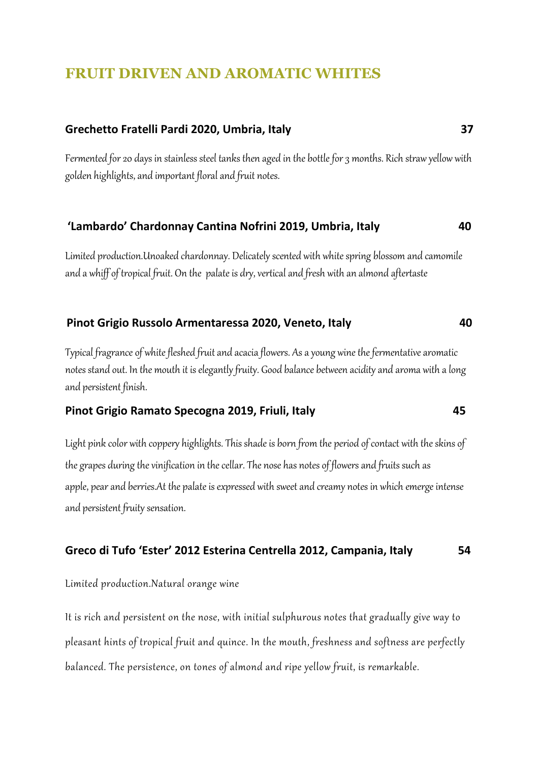# FRUIT DRIVEN AND AROMATIC WHITES

**Grechetto Fratelli Pardi 2020, Umbria, Italy** **37**

Fermented for 20 days in stainless steel tanks then aged in the bottle for 3 months. Rich straw yellow with golden highlights, and important floral and fruit notes.

**'Lambardo' Chardonnay Cantina Nofrini 2019, Umbria, Italy** **40**

Limited production.Unoaked chardonnay. Delicately scented with white spring blossom and camomile and a whiff of tropical fruit. On the palate is dry, vertical and fresh with an almond aftertaste

**Pinot Grigio Russolo Armentaressa 2020, Veneto, Italy** **40**

Typical fragrance of white fleshed fruit and acacia flowers. As a young wine the fermentative aromatic notes stand out. In the mouth it is elegantly fruity. Good balance between acidity and aroma with a long and persistent finish.

**Pinot Grigio Ramato Specogna 2019, Friuli, Italy** **45**

Light pink color with coppery highlights. This shade is born from the period of contact with the skins of the grapes during the vinification in the cellar. The nose has notes of flowers and fruits such as apple, pear and berries.At the palate is expressed with sweet and creamy notes in which emerge intense and persistent fruity sensation.

**Greco di Tufo 'Ester' 2012 Esterina Centrella 2012, Campania, Italy** **54**

Limited production.Natural orange wine

It is rich and persistent on the nose, with initial sulphurous notes that gradually give way to pleasant hints of tropical fruit and quince. In the mouth, freshness and softness are perfectly balanced. The persistence, on tones of almond and ripe yellow fruit, is remarkable.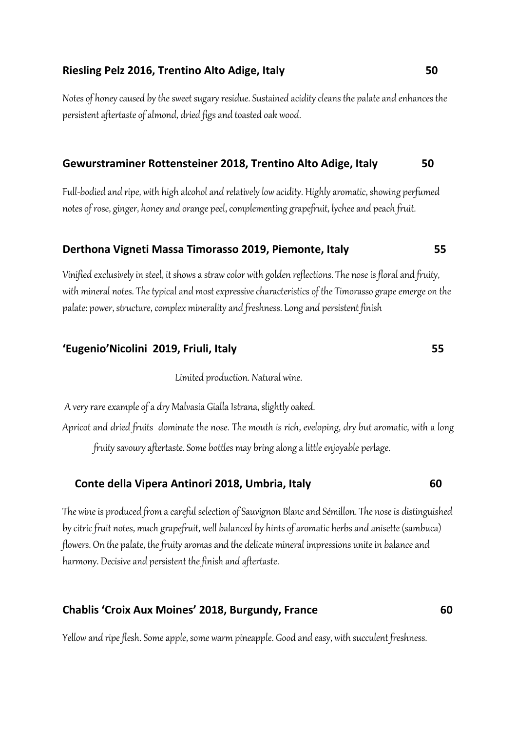**Riesling Pelz 2016, Trentino Alto Adige, Italy 50**

*Notes of honey caused by the sweet sugary residue. Sustained acidity cleans the palate and enhances the persistent aftertaste of almond, dried figs and toasted oak wood.*

**Gewurstraminer Rottensteiner 2018, Trentino Alto Adige, Italy 50**

*Full-bodied and ripe, with high alcohol and relatively low acidity. Highly aromatic, showing perfumed notes of rose, ginger, honey and orange peel, complementing grapefruit, lychee and peach fruit.*

**Derthona Vigneti Massa Timorasso 2019, Piemonte, Italy 55**

*Vinified exclusively in steel, it shows a straw color with golden reflections. The nose is floral and fruity, with mineral notes. The typical and most expressive characteristics of the Timorasso grape emerge on the palate: power, structure, complex minerality and freshness. Long and persistent finish*

**'Eugenio'Nicolini 2019, Friuli, Italy 55**

*Limited production. Natural wine.*

*A very rare example of a dry Malvasia Gialla Istrana, slightly oaked.*

*Apricot and dried fruits dominate the nose. The mouth is rich, eveloping, dry but aromatic, with a long fruity savoury aftertaste. Some bottles may bring along a little enjoyable perlage.*

**Conte della Vipera Antinori 2018, Umbria, Italy 60**

*The wine is produced from a careful selection of Sauvignon Blanc and Sémillon. The nose is distinguished by citric fruit notes, much grapefruit, well balanced by hints of aromatic herbs and anisette (sambuca) flowers. On the palate, the fruity aromas and the delicate mineral impressions unite in balance and harmony. Decisive and persistent the finish and aftertaste.*

**Chablis 'Croix Aux Moines' 2018, Burgundy, France 60**

*Yellow and ripe flesh. Some apple, some warm pineapple. Good and easy, with succulent freshness.*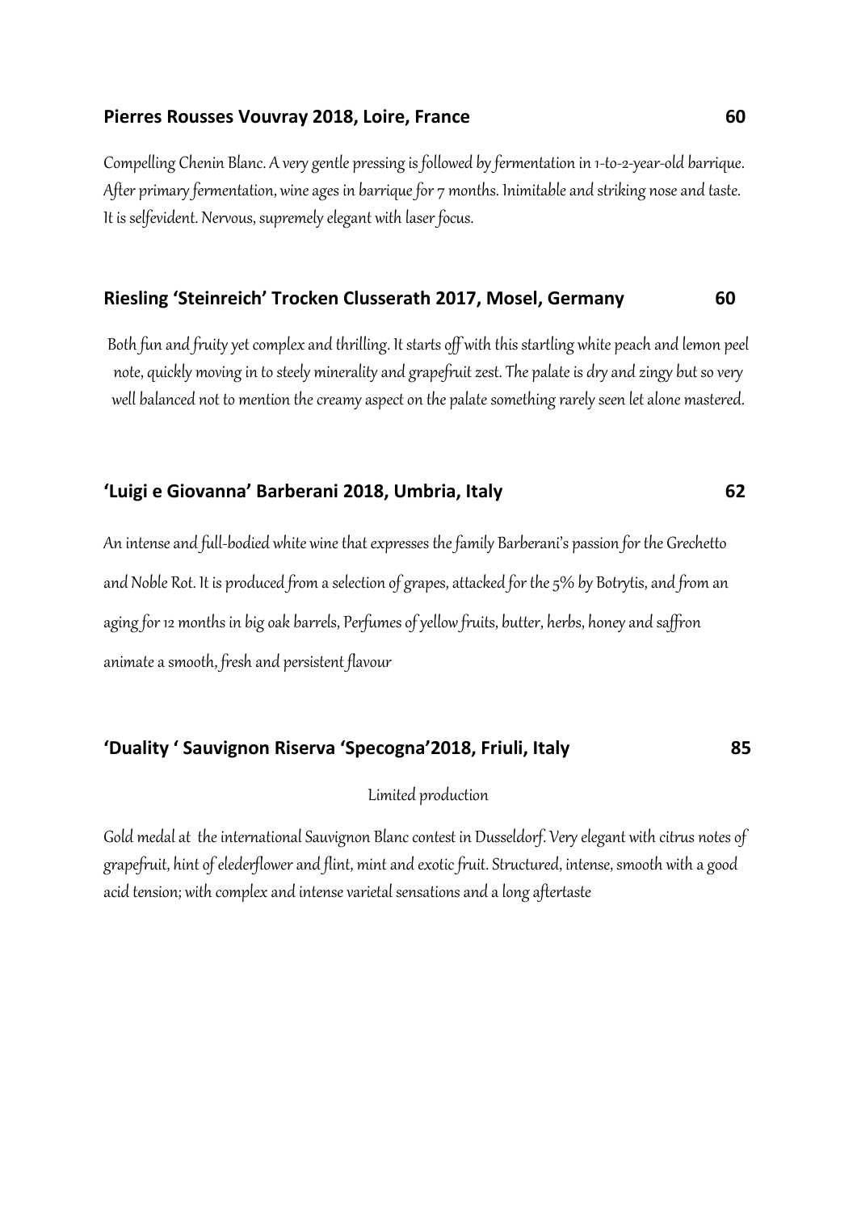**Pierres Rousses Vouvray 2018, Loire, France** **60**

Compelling Chenin Blanc. A very gentle pressing is followed by fermentation in 1-to-2-year-old barrique. After primary fermentation, wine ages in barrique for 7 months. Inimitable and striking nose and taste. It is selfevident. Nervous, supremely elegant with laser focus.

**Riesling 'Steinreich' Trocken Clusserath 2017, Mosel, Germany** **60**

Both fun and fruity yet complex and thrilling. It starts off with this startling white peach and lemon peel note, quickly moving in to steely minerality and grapefruit zest. The palate is dry and zingy but so very well balanced not to mention the creamy aspect on the palate something rarely seen let alone mastered.

**'Luigi e Giovanna' Barberani 2018, Umbria, Italy** **62**

An intense and full-bodied white wine that expresses the family Barberani's passion for the Grechetto and Noble Rot. It is produced from a selection of grapes, attacked for the 5% by Botrytis, and from an aging for 12 months in big oak barrels, Perfumes of yellow fruits, butter, herbs, honey and saffron animate a smooth, fresh and persistent flavour

**'Duality ' Sauvignon Riserva 'Specogna'2018, Friuli, Italy** **85**

Limited production

Gold medal at the international Sauvignon Blanc contest in Dusseldorf. Very elegant with citrus notes of grapefruit, hint of elederflower and flint, mint and exotic fruit. Structured, intense, smooth with a good acid tension; with complex and intense varietal sensations and a long aftertaste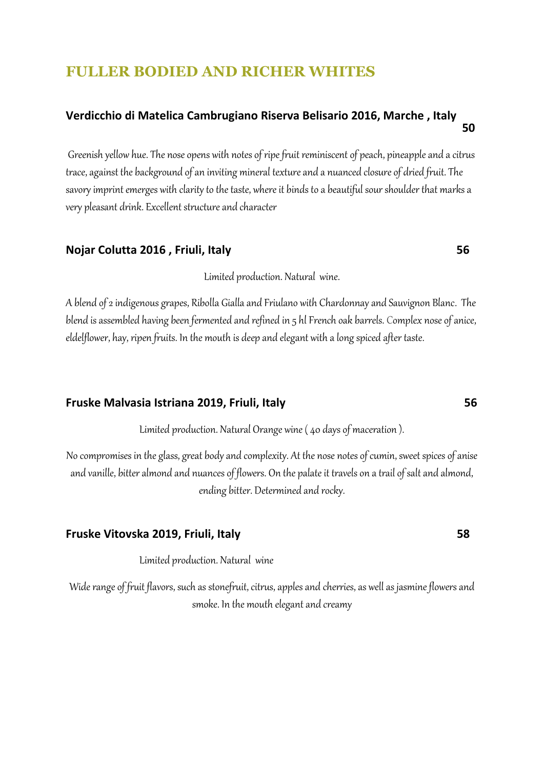# FULLER BODIED AND RICHER WHITES

**Verdicchio di Matelica Cambrugiano Riserva Belisario 2016, Marche , Italy** **50**

*Greenish yellow hue. The nose opens with notes of ripe fruit reminiscent of peach, pineapple and a citrus trace, against the background of an inviting mineral texture and a nuanced closure of dried fruit. The savory imprint emerges with clarity to the taste, where it binds to a beautiful sour shoulder that marks a very pleasant drink. Excellent structure and character*

**Nojar Colutta 2016 , Friuli, Italy** **56**

*Limited production. Natural wine.*

*A blend of 2 indigenous grapes, Ribolla Gialla and Friulano with Chardonnay and Sauvignon Blanc. The blend is assembled having been fermented and refined in 5 hl French oak barrels. Complex nose of anice, eldelflower, hay, ripen fruits. In the mouth is deep and elegant with a long spiced after taste.*

**Fruske Malvasia Istriana 2019, Friuli, Italy** **56**

*Limited production. Natural Orange wine ( 40 days of maceration ).*

*No compromises in the glass, great body and complexity. At the nose notes of cumin, sweet spices of anise and vanille, bitter almond and nuances of flowers. On the palate it travels on a trail of salt and almond, ending bitter. Determined and rocky.*

**Fruske Vitovska 2019, Friuli, Italy** **58**

*Limited production. Natural wine*

*Wide range of fruit flavors, such as stonefruit, citrus, apples and cherries, as well as jasmine flowers and smoke. In the mouth elegant and creamy*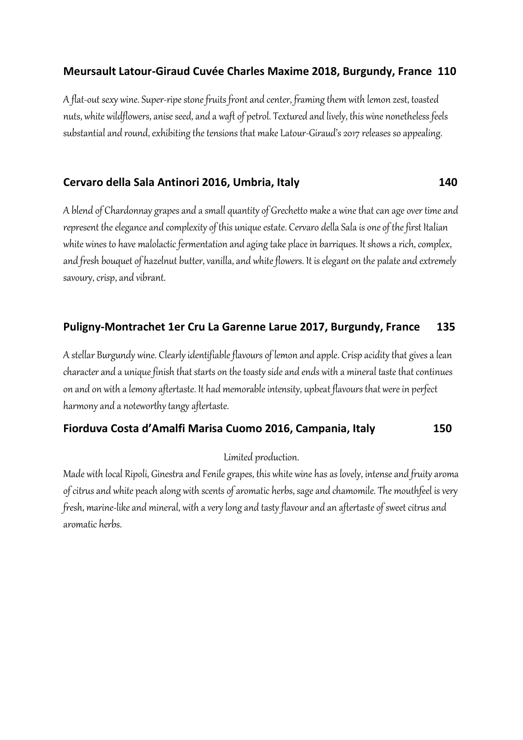### Meursault Latour-Giraud Cuvée Charles Maxime 2018, Burgundy, France 110

*A flat-out sexy wine. Super-ripe stone fruits front and center, framing them with lemon zest, toasted nuts, white wildflowers, anise seed, and a waft of petrol. Textured and lively, this wine nonetheless feels substantial and round, exhibiting the tensions that make Latour-Giraud's 2017 releases so appealing.*

### Cervaro della Sala Antinori 2016, Umbria, Italy 140

*A blend of Chardonnay grapes and a small quantity of Grechetto make a wine that can age over time and represent the elegance and complexity of this unique estate. Cervaro della Sala is one of the first Italian white wines to have malolactic fermentation and aging take place in barriques. It shows a rich, complex, and fresh bouquet of hazelnut butter, vanilla, and white flowers. It is elegant on the palate and extremely savoury, crisp, and vibrant.*

### Puligny-Montrachet 1er Cru La Garenne Larue 2017, Burgundy, France 135

*A stellar Burgundy wine. Clearly identifiable flavours of lemon and apple. Crisp acidity that gives a lean character and a unique finish that starts on the toasty side and ends with a mineral taste that continues on and on with a lemony aftertaste. It had memorable intensity, upbeat flavours that were in perfect harmony and a noteworthy tangy aftertaste.*

### Fiorduva Costa d'Amalfi Marisa Cuomo 2016, Campania, Italy 150

*Limited production.*

*Made with local Ripoli, Ginestra and Fenile grapes, this white wine has as lovely, intense and fruity aroma of citrus and white peach along with scents of aromatic herbs, sage and chamomile. The mouthfeel is very fresh, marine-like and mineral, with a very long and tasty flavour and an aftertaste of sweet citrus and aromatic herbs.*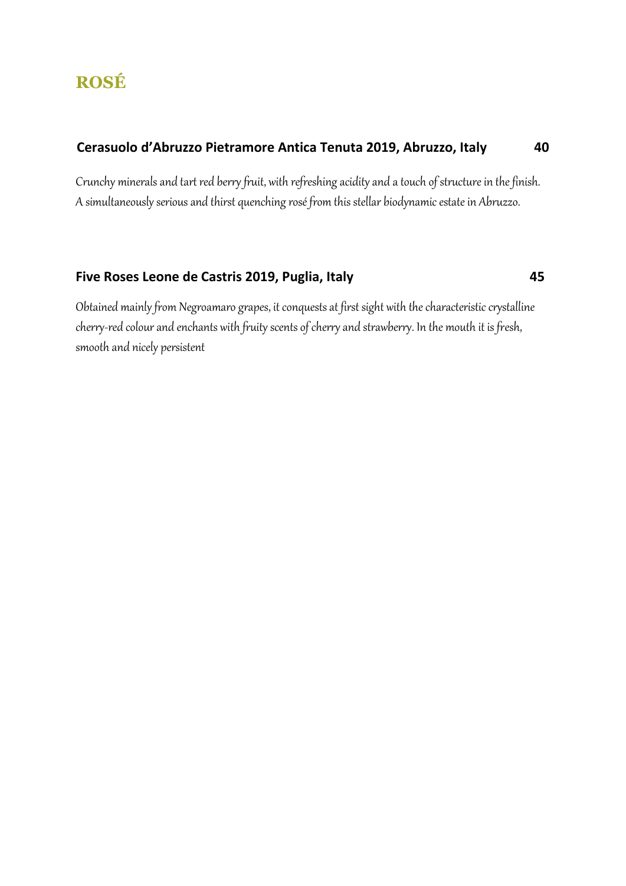# ROSÉ

**Cerasuolo d'Abruzzo Pietramore Antica Tenuta 2019, Abruzzo, Italy 40**

*Crunchy minerals and tart red berry fruit, with refreshing acidity and a touch of structure in the finish. A simultaneously serious and thirst quenching rosé from this stellar biodynamic estate in Abruzzo.*

**Five Roses Leone de Castris 2019, Puglia, Italy 45**

*Obtained mainly from Negroamaro grapes, it conquests at first sight with the characteristic crystalline cherry-red colour and enchants with fruity scents of cherry and strawberry. In the mouth it is fresh, smooth and nicely persistent*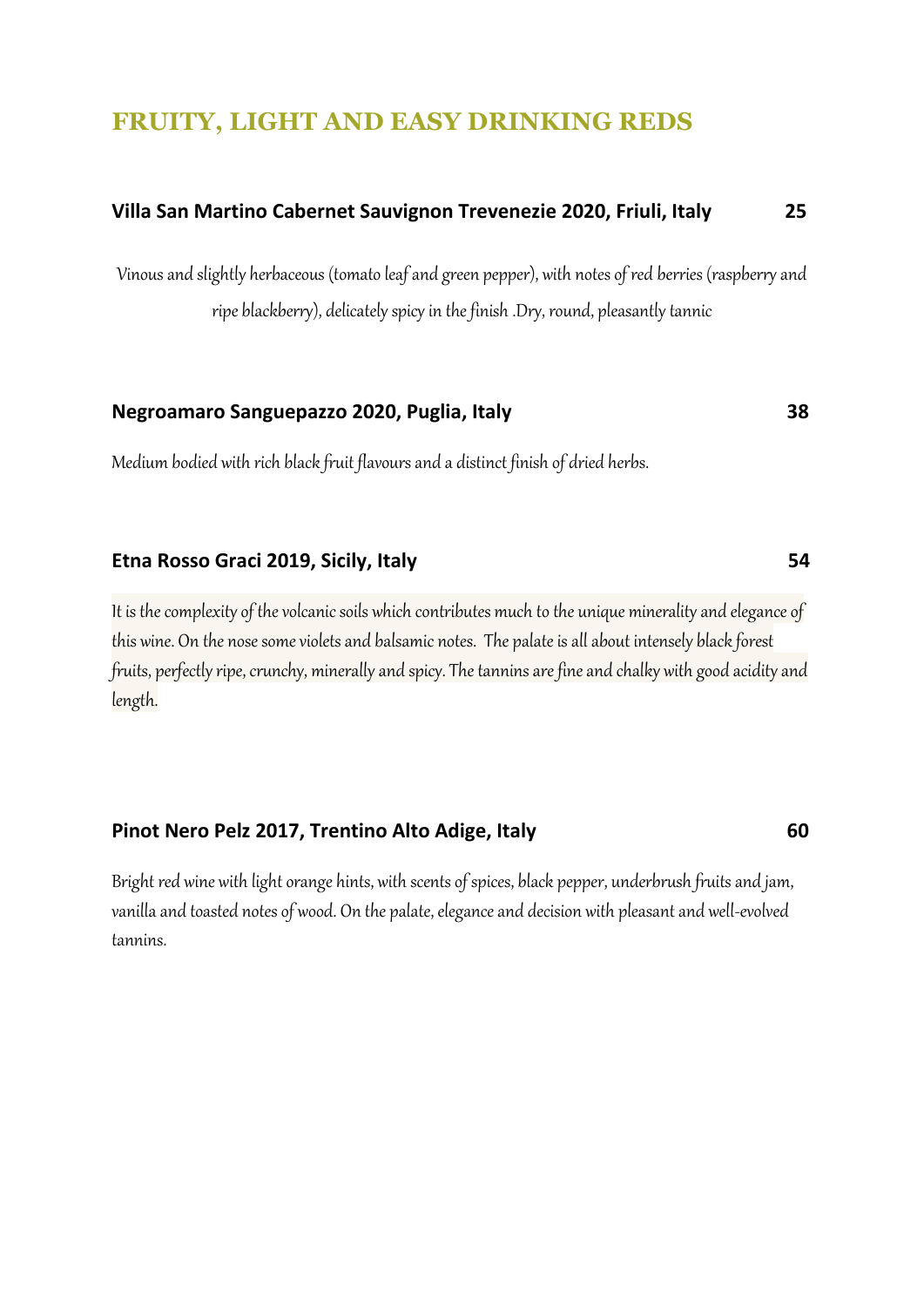## FRUITY, LIGHT AND EASY DRINKING REDS

**Villa San Martino Cabernet Sauvignon Trevenezie 2020, Friuli, Italy** **25**

*Vinous and slightly herbaceous (tomato leaf and green pepper), with notes of red berries (raspberry and ripe blackberry), delicately spicy in the finish .Dry, round, pleasantly tannic*

**Negroamaro Sanguepazzo 2020, Puglia, Italy** **38**

*Medium bodied with rich black fruit flavours and a distinct finish of dried herbs.*

**Etna Rosso Graci 2019, Sicily, Italy** **54**

*It is the complexity of the volcanic soils which contributes much to the unique minerality and elegance of this wine. On the nose some violets and balsamic notes. The palate is all about intensely black forest fruits, perfectly ripe, crunchy, minerally and spicy. The tannins are fine and chalky with good acidity and length.*

**Pinot Nero Pelz 2017, Trentino Alto Adige, Italy** **60**

*Bright red wine with light orange hints, with scents of spices, black pepper, underbrush fruits and jam, vanilla and toasted notes of wood. On the palate, elegance and decision with pleasant and well-evolved tannins.*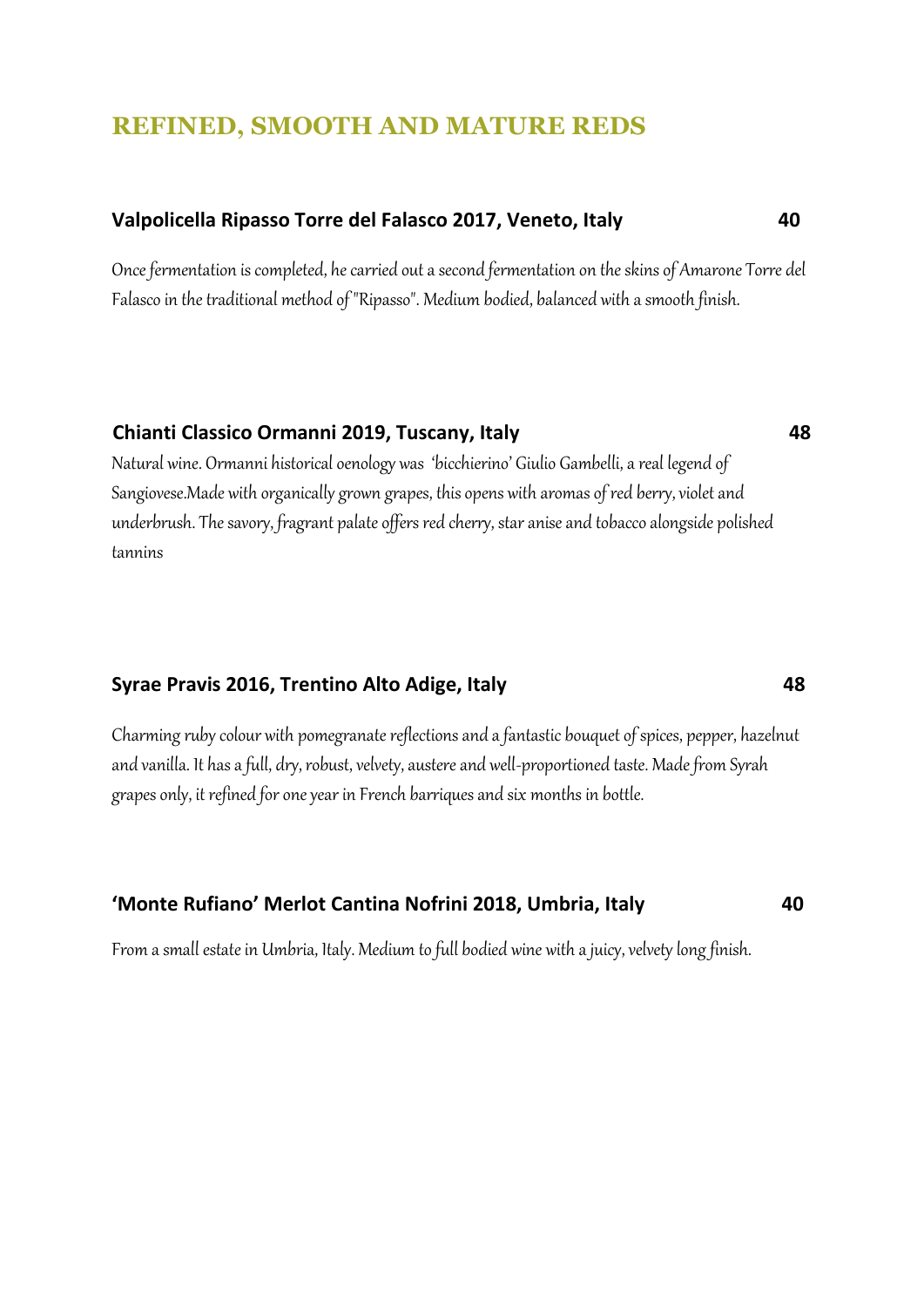## REFINED, SMOOTH AND MATURE REDS

**Valpolicella Ripasso Torre del Falasco 2017, Veneto, Italy** **40**

*Once fermentation is completed, he carried out a second fermentation on the skins of Amarone Torre del Falasco in the traditional method of "Ripasso". Medium bodied, balanced with a smooth finish.*

**Chianti Classico Ormanni 2019, Tuscany, Italy** **48**

*Natural wine. Ormanni historical oenology was 'bicchierino' Giulio Gambelli, a real legend of Sangiovese.Made with organically grown grapes, this opens with aromas of red berry, violet and underbrush. The savory, fragrant palate offers red cherry, star anise and tobacco alongside polished tannins*

**Syrae Pravis 2016, Trentino Alto Adige, Italy** **48**

*Charming ruby colour with pomegranate reflections and a fantastic bouquet of spices, pepper, hazelnut and vanilla. It has a full, dry, robust, velvety, austere and well-proportioned taste. Made from Syrah grapes only, it refined for one year in French barriques and six months in bottle.*

**'Monte Rufiano' Merlot Cantina Nofrini 2018, Umbria, Italy** **40**

*From a small estate in Umbria, Italy. Medium to full bodied wine with a juicy, velvety long finish.*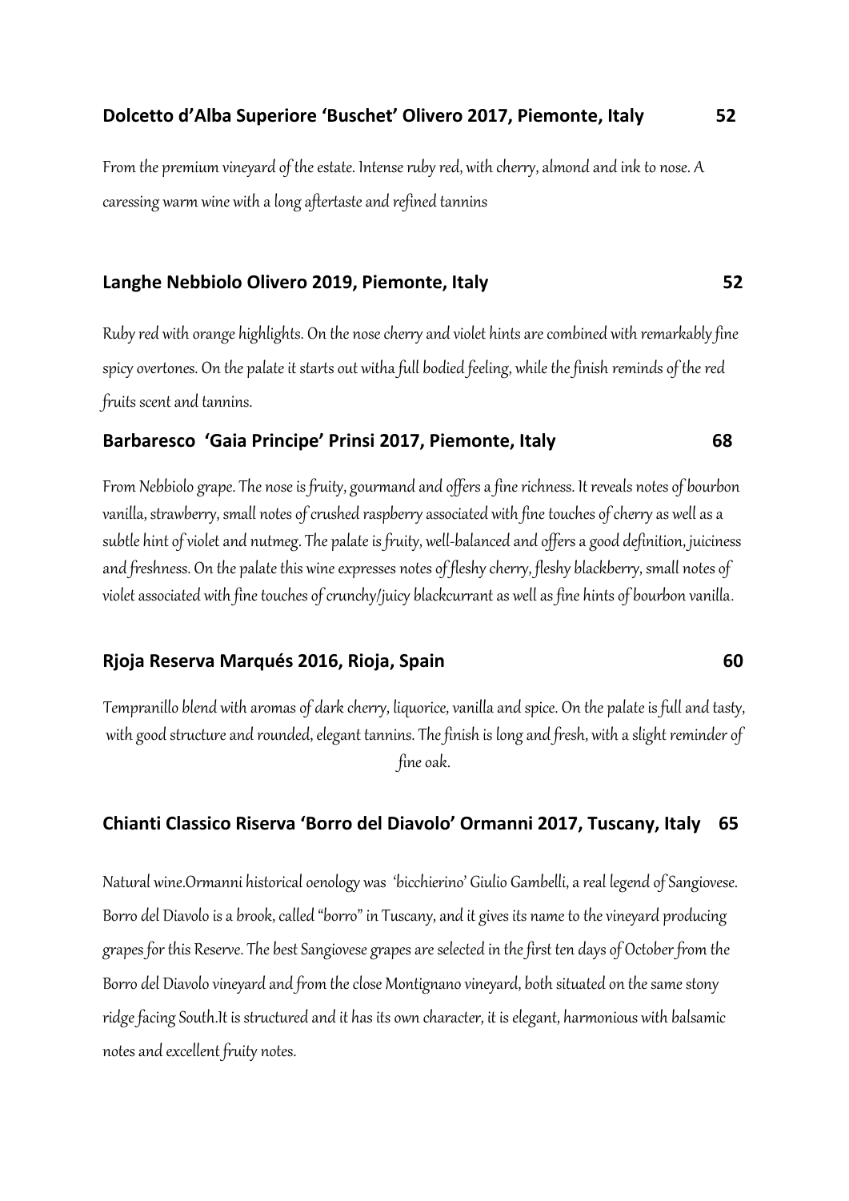### Dolcetto d'Alba Superiore 'Buschet' Olivero 2017, Piemonte, Italy 52

*From the premium vineyard of the estate. Intense ruby red, with cherry, almond and ink to nose. A caressing warm wine with a long aftertaste and refined tannins*

### Langhe Nebbiolo Olivero 2019, Piemonte, Italy 52

*Ruby red with orange highlights. On the nose cherry and violet hints are combined with remarkably fine spicy overtones. On the palate it starts out witha full bodied feeling, while the finish reminds of the red fruits scent and tannins.*

### Barbaresco 'Gaia Principe' Prinsi 2017, Piemonte, Italy 68

*From Nebbiolo grape. The nose is fruity, gourmand and offers a fine richness. It reveals notes of bourbon vanilla, strawberry, small notes of crushed raspberry associated with fine touches of cherry as well as a subtle hint of violet and nutmeg. The palate is fruity, well-balanced and offers a good definition, juiciness and freshness. On the palate this wine expresses notes of fleshy cherry, fleshy blackberry, small notes of violet associated with fine touches of crunchy/juicy blackcurrant as well as fine hints of bourbon vanilla.*

### Rjoja Reserva Marqués 2016, Rioja, Spain 60

*Tempranillo blend with aromas of dark cherry, liquorice, vanilla and spice. On the palate is full and tasty, with good structure and rounded, elegant tannins. The finish is long and fresh, with a slight reminder of fine oak.*

### Chianti Classico Riserva 'Borro del Diavolo' Ormanni 2017, Tuscany, Italy 65

*Natural wine.Ormanni historical oenology was 'bicchierino' Giulio Gambelli, a real legend of Sangiovese. Borro del Diavolo is a brook, called "borro" in Tuscany, and it gives its name to the vineyard producing grapes for this Reserve. The best Sangiovese grapes are selected in the first ten days of October from the Borro del Diavolo vineyard and from the close Montignano vineyard, both situated on the same stony ridge facing South.It is structured and it has its own character, it is elegant, harmonious with balsamic notes and excellent fruity notes.*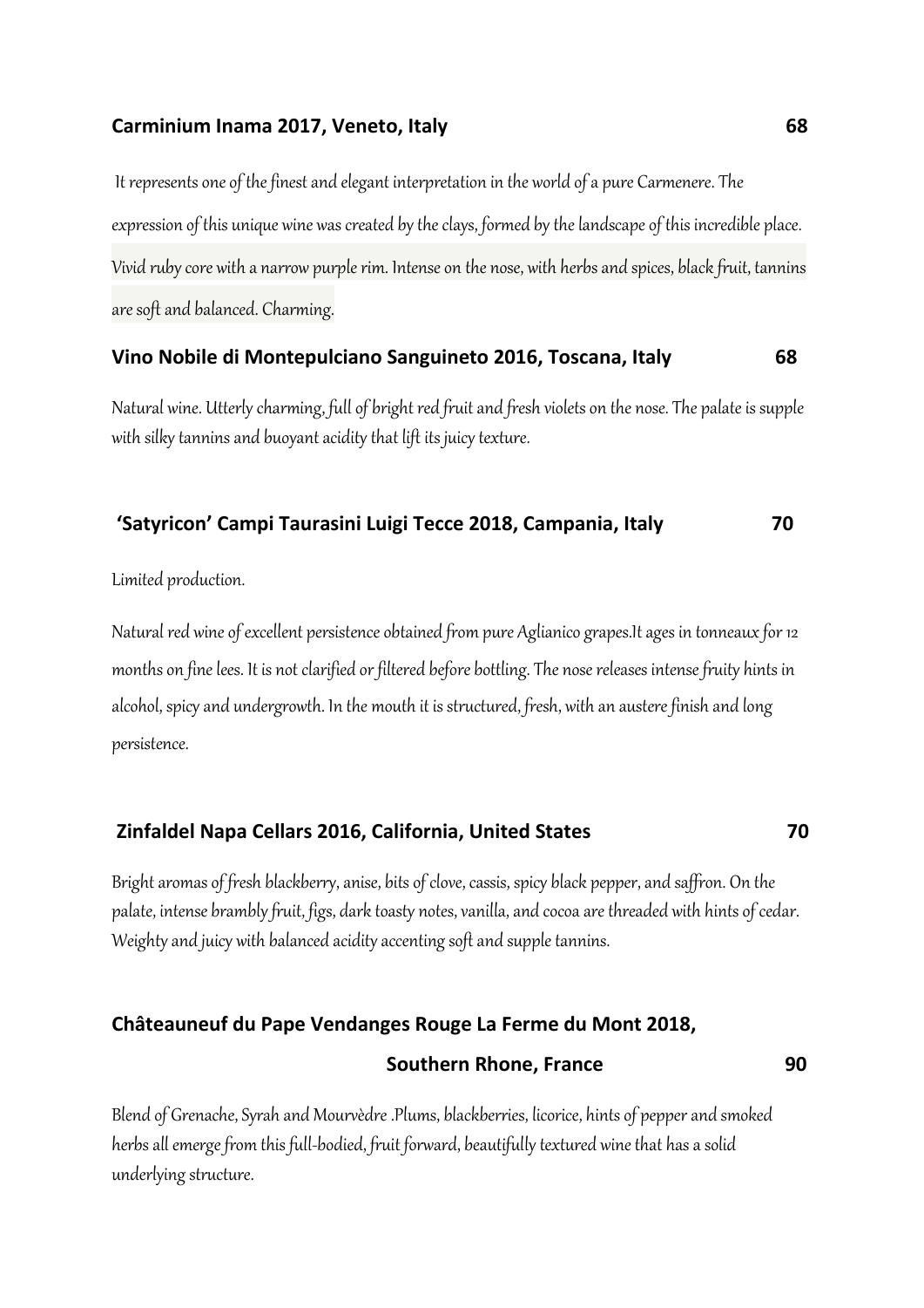**Carminium Inama 2017, Veneto, Italy** **68**

*It represents one of the finest and elegant interpretation in the world of a pure Carmenere. The expression of this unique wine was created by the clays, formed by the landscape of this incredible place. Vivid ruby core with a narrow purple rim. Intense on the nose, with herbs and spices, black fruit, tannins are soft and balanced. Charming.*

**Vino Nobile di Montepulciano Sanguineto 2016, Toscana, Italy** **68**

*Natural wine. Utterly charming, full of bright red fruit and fresh violets on the nose. The palate is supple with silky tannins and buoyant acidity that lift its juicy texture.*

**'Satyricon' Campi Taurasini Luigi Tecce 2018, Campania, Italy** **70**

*Limited production.*

*Natural red wine of excellent persistence obtained from pure Aglianico grapes.It ages in tonneaux for 12 months on fine lees. It is not clarified or filtered before bottling. The nose releases intense fruity hints in alcohol, spicy and undergrowth. In the mouth it is structured, fresh, with an austere finish and long persistence.*

**Zinfaldel Napa Cellars 2016, California, United States** **70**

*Bright aromas of fresh blackberry, anise, bits of clove, cassis, spicy black pepper, and saffron. On the palate, intense brambly fruit, figs, dark toasty notes, vanilla, and cocoa are threaded with hints of cedar. Weighty and juicy with balanced acidity accenting soft and supple tannins.*

**Châteauneuf du Pape Vendanges Rouge La Ferme du Mont 2018, Southern Rhone, France** **90**

*Blend of Grenache, Syrah and Mourvèdre .Plums, blackberries, licorice, hints of pepper and smoked herbs all emerge from this full-bodied, fruit forward, beautifully textured wine that has a solid underlying structure.*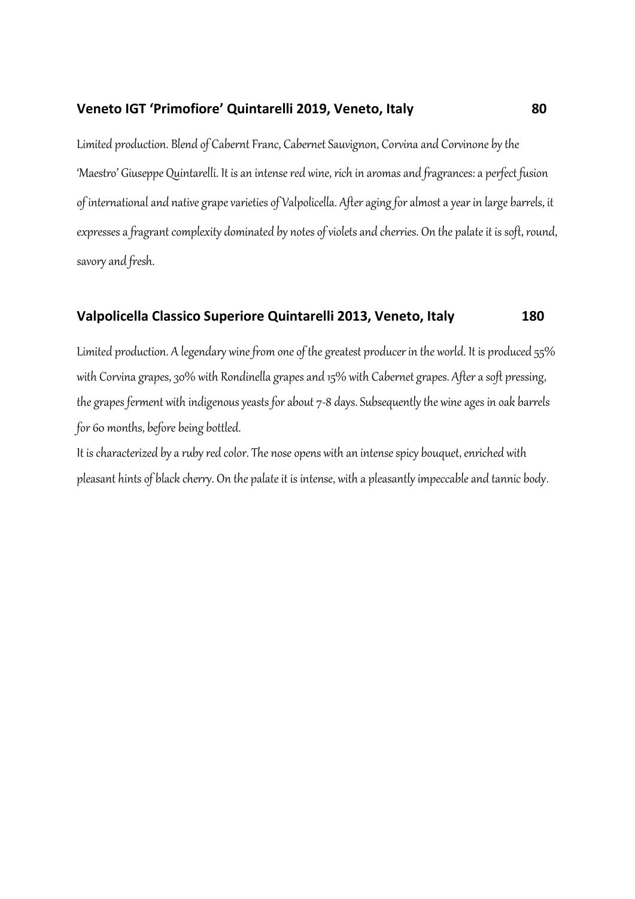### Veneto IGT 'Primofiore' Quintarelli 2019, Veneto, Italy 80

*Limited production. Blend of Cabernt Franc, Cabernet Sauvignon, Corvina and Corvinone by the 'Maestro' Giuseppe Quintarelli. It is an intense red wine, rich in aromas and fragrances: a perfect fusion of international and native grape varieties of Valpolicella. After aging for almost a year in large barrels, it expresses a fragrant complexity dominated by notes of violets and cherries. On the palate it is soft, round, savory and fresh.*

### Valpolicella Classico Superiore Quintarelli 2013, Veneto, Italy 180

*Limited production. A legendary wine from one of the greatest producer in the world. It is produced 55% with Corvina grapes, 30% with Rondinella grapes and 15% with Cabernet grapes. After a soft pressing, the grapes ferment with indigenous yeasts for about 7-8 days. Subsequently the wine ages in oak barrels for 60 months, before being bottled.*

*It is characterized by a ruby red color. The nose opens with an intense spicy bouquet, enriched with pleasant hints of black cherry. On the palate it is intense, with a pleasantly impeccable and tannic body.*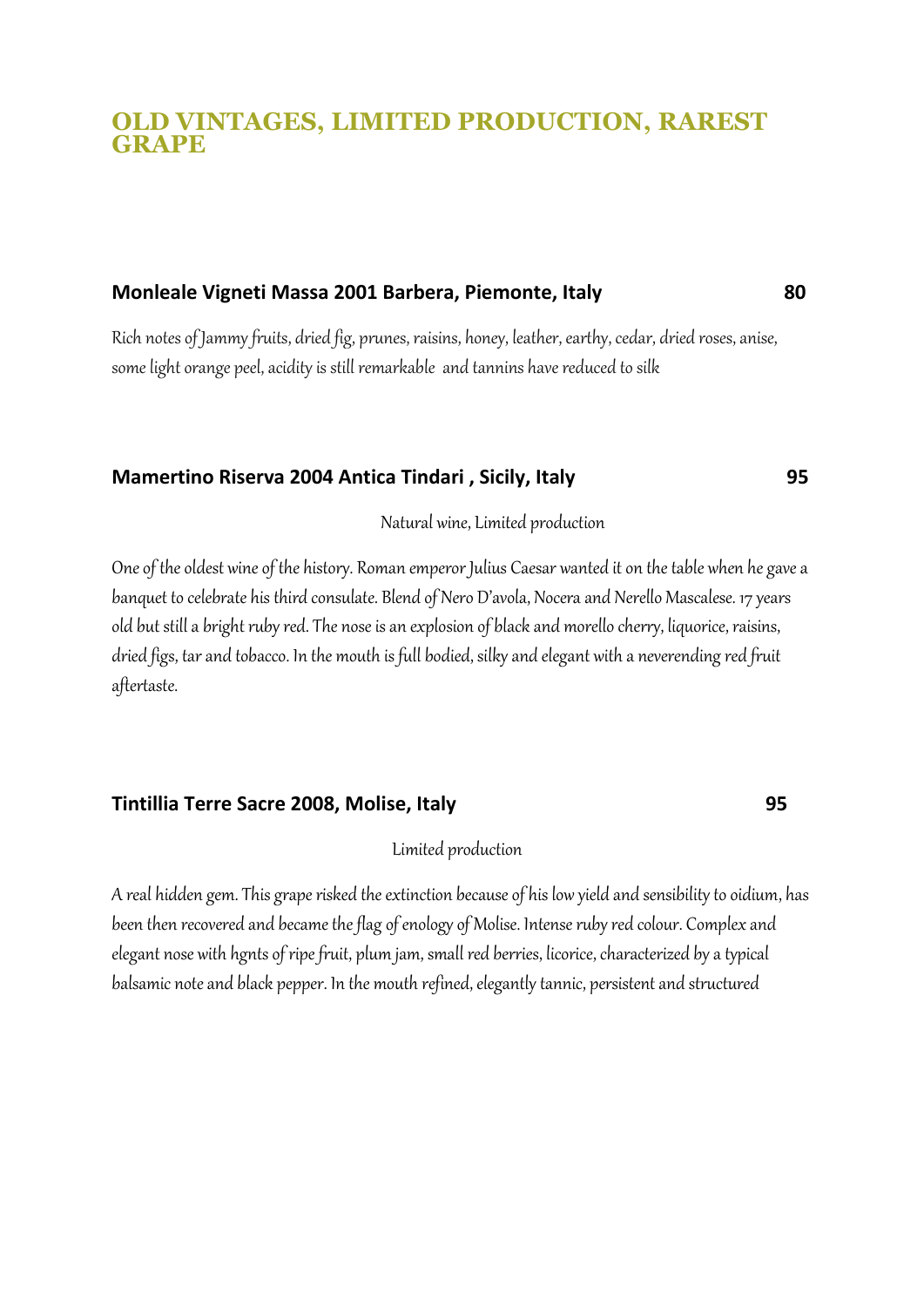# OLD VINTAGES, LIMITED PRODUCTION, RAREST GRAPE

**Monleale Vigneti Massa 2001 Barbera, Piemonte, Italy** **80**

Rich notes of Jammy fruits, dried fig, prunes, raisins, honey, leather, earthy, cedar, dried roses, anise, some light orange peel, acidity is still remarkable and tannins have reduced to silk

**Mamertino Riserva 2004 Antica Tindari , Sicily, Italy** **95**

Natural wine, Limited production

One of the oldest wine of the history. Roman emperor Julius Caesar wanted it on the table when he gave a banquet to celebrate his third consulate. Blend of Nero D'avola, Nocera and Nerello Mascalese. 17 years old but still a bright ruby red. The nose is an explosion of black and morello cherry, liquorice, raisins, dried figs, tar and tobacco. In the mouth is full bodied, silky and elegant with a neverending red fruit aftertaste.

**Tintillia Terre Sacre 2008, Molise, Italy** **95**

Limited production

A real hidden gem. This grape risked the extinction because of his low yield and sensibility to oidium, has been then recovered and became the flag of enology of Molise. Intense ruby red colour. Complex and elegant nose with hgnts of ripe fruit, plum jam, small red berries, licorice, characterized by a typical balsamic note and black pepper. In the mouth refined, elegantly tannic, persistent and structured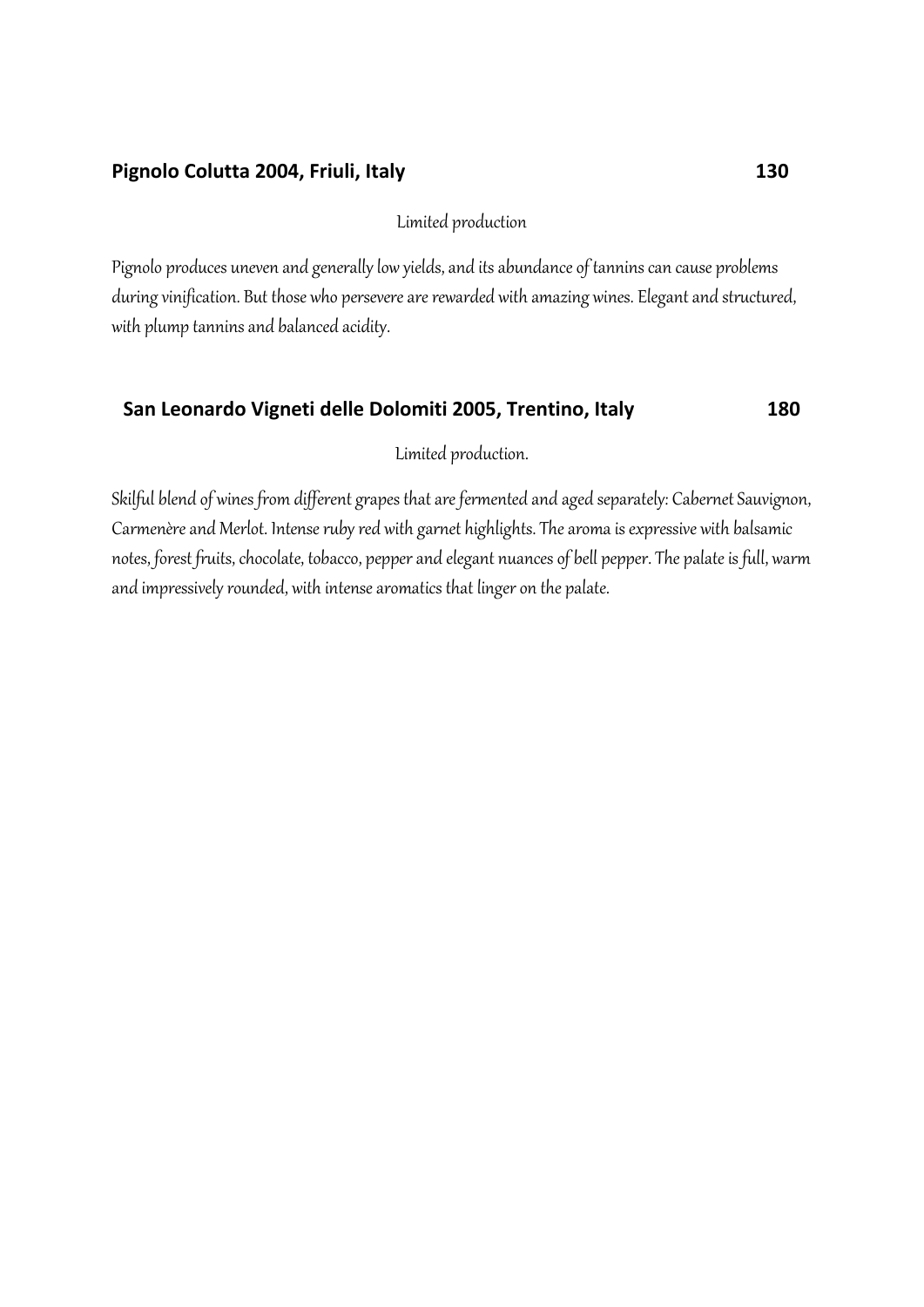**Pignolo Colutta 2004, Friuli, Italy** **130**

*Limited production*

*Pignolo produces uneven and generally low yields, and its abundance of tannins can cause problems during vinification. But those who persevere are rewarded with amazing wines. Elegant and structured, with plump tannins and balanced acidity.*

**San Leonardo Vigneti delle Dolomiti 2005, Trentino, Italy** **180**

*Limited production.*

*Skilful blend of wines from different grapes that are fermented and aged separately: Cabernet Sauvignon, Carmenère and Merlot. Intense ruby red with garnet highlights. The aroma is expressive with balsamic notes, forest fruits, chocolate, tobacco, pepper and elegant nuances of bell pepper. The palate is full, warm and impressively rounded, with intense aromatics that linger on the palate.*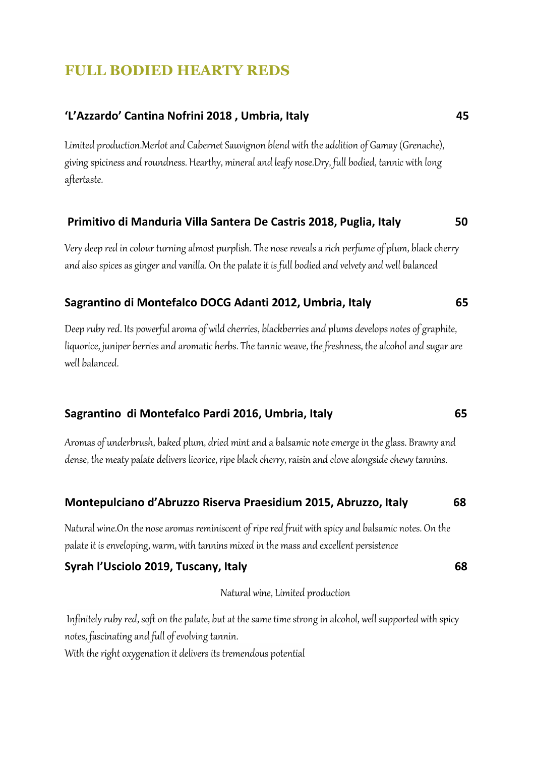## FULL BODIED HEARTY REDS

**'L'Azzardo' Cantina Nofrini 2018 , Umbria, Italy** **45**

*Limited production.Merlot and Cabernet Sauvignon blend with the addition of Gamay (Grenache), giving spiciness and roundness. Hearthy, mineral and leafy nose.Dry, full bodied, tannic with long aftertaste.*

**Primitivo di Manduria Villa Santera De Castris 2018, Puglia, Italy** **50**

*Very deep red in colour turning almost purplish. The nose reveals a rich perfume of plum, black cherry and also spices as ginger and vanilla. On the palate it is full bodied and velvety and well balanced*

**Sagrantino di Montefalco DOCG Adanti 2012, Umbria, Italy** **65**

*Deep ruby red. Its powerful aroma of wild cherries, blackberries and plums develops notes of graphite, liquorice, juniper berries and aromatic herbs. The tannic weave, the freshness, the alcohol and sugar are well balanced.*

**Sagrantino di Montefalco Pardi 2016, Umbria, Italy** **65**

*Aromas of underbrush, baked plum, dried mint and a balsamic note emerge in the glass. Brawny and dense, the meaty palate delivers licorice, ripe black cherry, raisin and clove alongside chewy tannins.*

**Montepulciano d'Abruzzo Riserva Praesidium 2015, Abruzzo, Italy** **68**

*Natural wine.On the nose aromas reminiscent of ripe red fruit with spicy and balsamic notes. On the palate it is enveloping, warm, with tannins mixed in the mass and excellent persistence*

**Syrah l'Usciolo 2019, Tuscany, Italy** **68**

*Natural wine, Limited production*

*Infinitely ruby red, soft on the palate, but at the same time strong in alcohol, well supported with spicy notes, fascinating and full of evolving tannin.*
*With the right oxygenation it delivers its tremendous potential*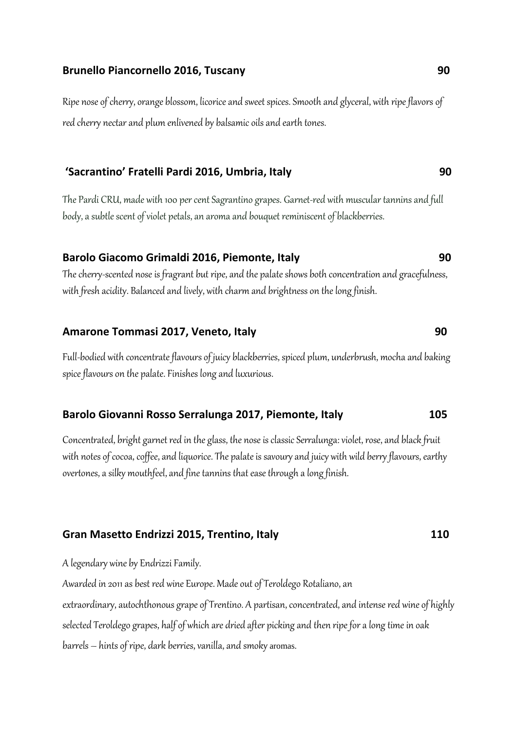**Brunello Piancornello 2016, Tuscany** **90**

*Ripe nose of cherry, orange blossom, licorice and sweet spices. Smooth and glyceral, with ripe flavors of red cherry nectar and plum enlivened by balsamic oils and earth tones.*

**'Sacrantino' Fratelli Pardi 2016, Umbria, Italy** **90**

*The Pardi CRU, made with 100 per cent Sagrantino grapes. Garnet-red with muscular tannins and full body, a subtle scent of violet petals, an aroma and bouquet reminiscent of blackberries.*

**Barolo Giacomo Grimaldi 2016, Piemonte, Italy** **90**

*The cherry-scented nose is fragrant but ripe, and the palate shows both concentration and gracefulness, with fresh acidity. Balanced and lively, with charm and brightness on the long finish.*

**Amarone Tommasi 2017, Veneto, Italy** **90**

*Full-bodied with concentrate flavours of juicy blackberries, spiced plum, underbrush, mocha and baking spice flavours on the palate. Finishes long and luxurious.*

**Barolo Giovanni Rosso Serralunga 2017, Piemonte, Italy** **105**

*Concentrated, bright garnet red in the glass, the nose is classic Serralunga: violet, rose, and black fruit with notes of cocoa, coffee, and liquorice. The palate is savoury and juicy with wild berry flavours, earthy overtones, a silky mouthfeel, and fine tannins that ease through a long finish.*

**Gran Masetto Endrizzi 2015, Trentino, Italy** **110**

*A legendary wine by Endrizzi Family.*

*Awarded in 2011 as best red wine Europe. Made out of Teroldego Rotaliano, an extraordinary, autochthonous grape of Trentino. A partisan, concentrated, and intense red wine of highly selected Teroldego grapes, half of which are dried after picking and then ripe for a long time in oak barrels – hints of ripe, dark berries, vanilla, and smoky aromas.*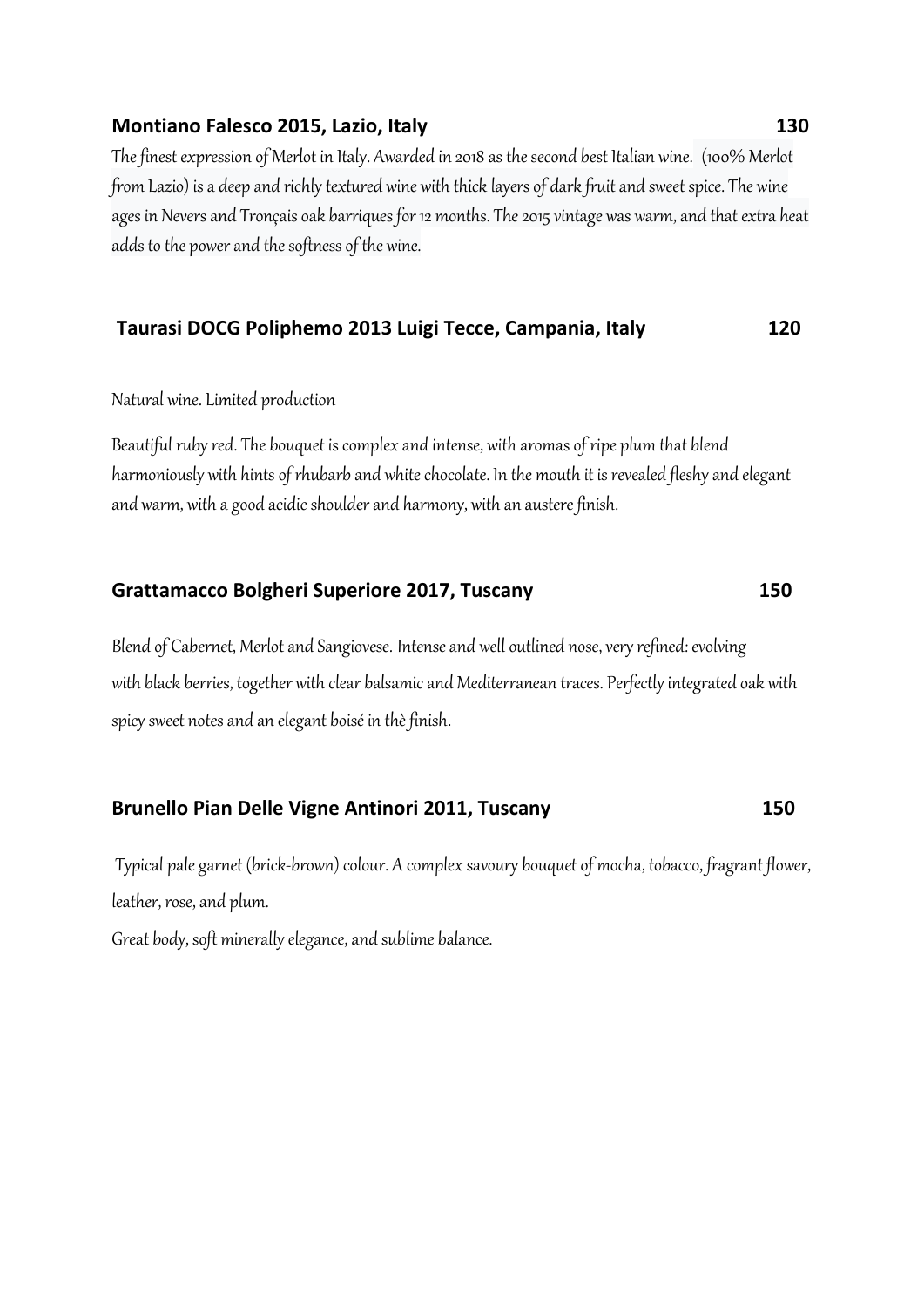**Montiano Falesco 2015, Lazio, Italy 130**

The finest expression of Merlot in Italy. Awarded in 2018 as the second best Italian wine. (100% Merlot from Lazio) is a deep and richly textured wine with thick layers of dark fruit and sweet spice. The wine ages in Nevers and Tronçais oak barriques for 12 months. The 2015 vintage was warm, and that extra heat adds to the power and the softness of the wine.

**Taurasi DOCG Poliphemo 2013 Luigi Tecce, Campania, Italy 120**

Natural wine. Limited production

Beautiful ruby red. The bouquet is complex and intense, with aromas of ripe plum that blend harmoniously with hints of rhubarb and white chocolate. In the mouth it is revealed fleshy and elegant and warm, with a good acidic shoulder and harmony, with an austere finish.

**Grattamacco Bolgheri Superiore 2017, Tuscany 150**

Blend of Cabernet, Merlot and Sangiovese. Intense and well outlined nose, very refined: evolving with black berries, together with clear balsamic and Mediterranean traces. Perfectly integrated oak with spicy sweet notes and an elegant boisé in thè finish.

**Brunello Pian Delle Vigne Antinori 2011, Tuscany 150**

Typical pale garnet (brick-brown) colour. A complex savoury bouquet of mocha, tobacco, fragrant flower, leather, rose, and plum.

Great body, soft minerally elegance, and sublime balance.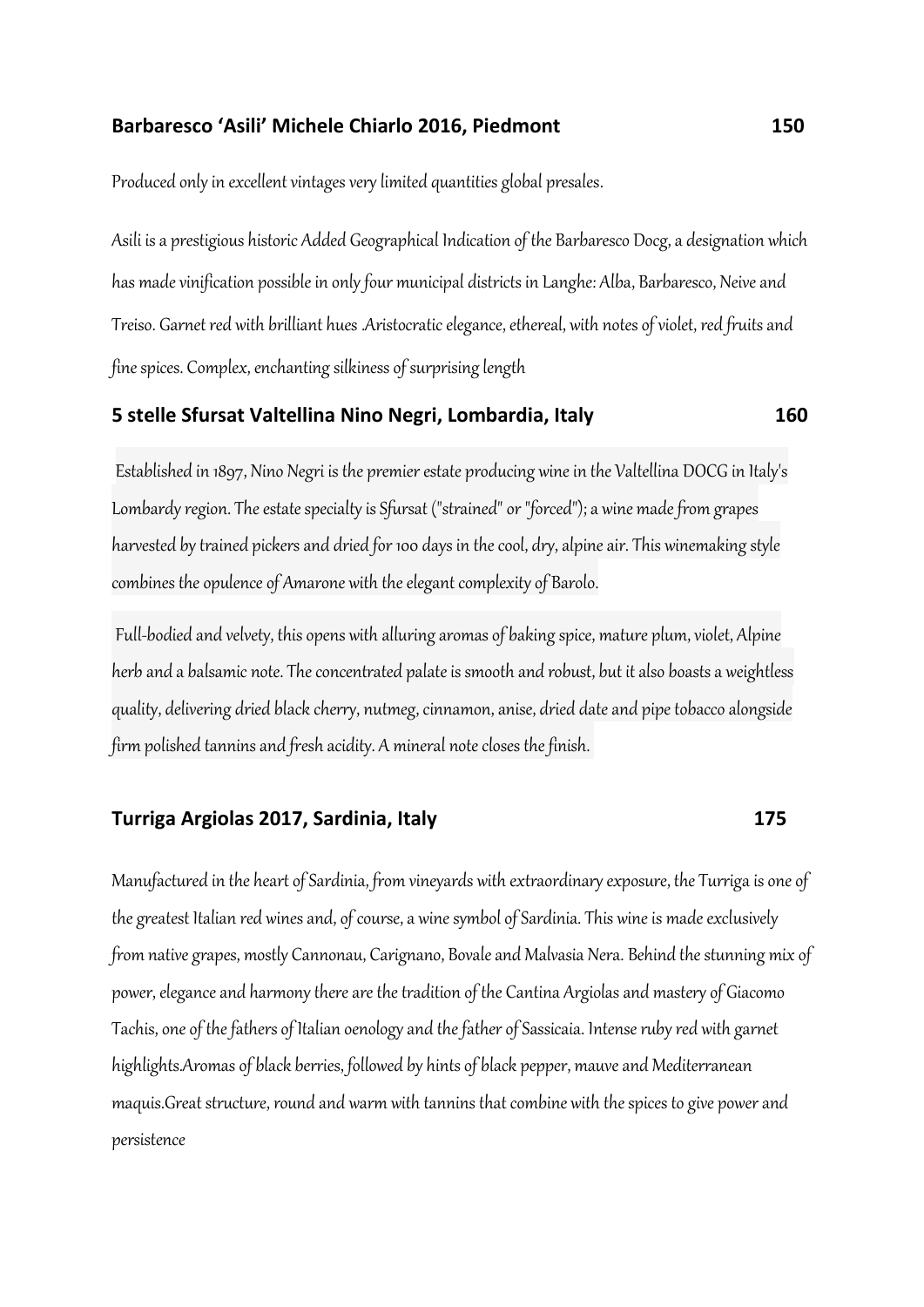**Barbaresco 'Asili' Michele Chiarlo 2016, Piedmont 150**

Produced only in excellent vintages very limited quantities global presales.

Asili is a prestigious historic Added Geographical Indication of the Barbaresco Docg, a designation which has made vinification possible in only four municipal districts in Langhe: Alba, Barbaresco, Neive and Treiso. Garnet red with brilliant hues .Aristocratic elegance, ethereal, with notes of violet, red fruits and fine spices. Complex, enchanting silkiness of surprising length

**5 stelle Sfursat Valtellina Nino Negri, Lombardia, Italy 160**

Established in 1897, Nino Negri is the premier estate producing wine in the Valtellina DOCG in Italy's Lombardy region. The estate specialty is Sfursat ("strained" or "forced"); a wine made from grapes harvested by trained pickers and dried for 100 days in the cool, dry, alpine air. This winemaking style combines the opulence of Amarone with the elegant complexity of Barolo.

Full-bodied and velvety, this opens with alluring aromas of baking spice, mature plum, violet, Alpine herb and a balsamic note. The concentrated palate is smooth and robust, but it also boasts a weightless quality, delivering dried black cherry, nutmeg, cinnamon, anise, dried date and pipe tobacco alongside firm polished tannins and fresh acidity. A mineral note closes the finish.

**Turriga Argiolas 2017, Sardinia, Italy 175**

Manufactured in the heart of Sardinia, from vineyards with extraordinary exposure, the Turriga is one of the greatest Italian red wines and, of course, a wine symbol of Sardinia. This wine is made exclusively from native grapes, mostly Cannonau, Carignano, Bovale and Malvasia Nera. Behind the stunning mix of power, elegance and harmony there are the tradition of the Cantina Argiolas and mastery of Giacomo Tachis, one of the fathers of Italian oenology and the father of Sassicaia. Intense ruby red with garnet highlights.Aromas of black berries, followed by hints of black pepper, mauve and Mediterranean maquis.Great structure, round and warm with tannins that combine with the spices to give power and persistence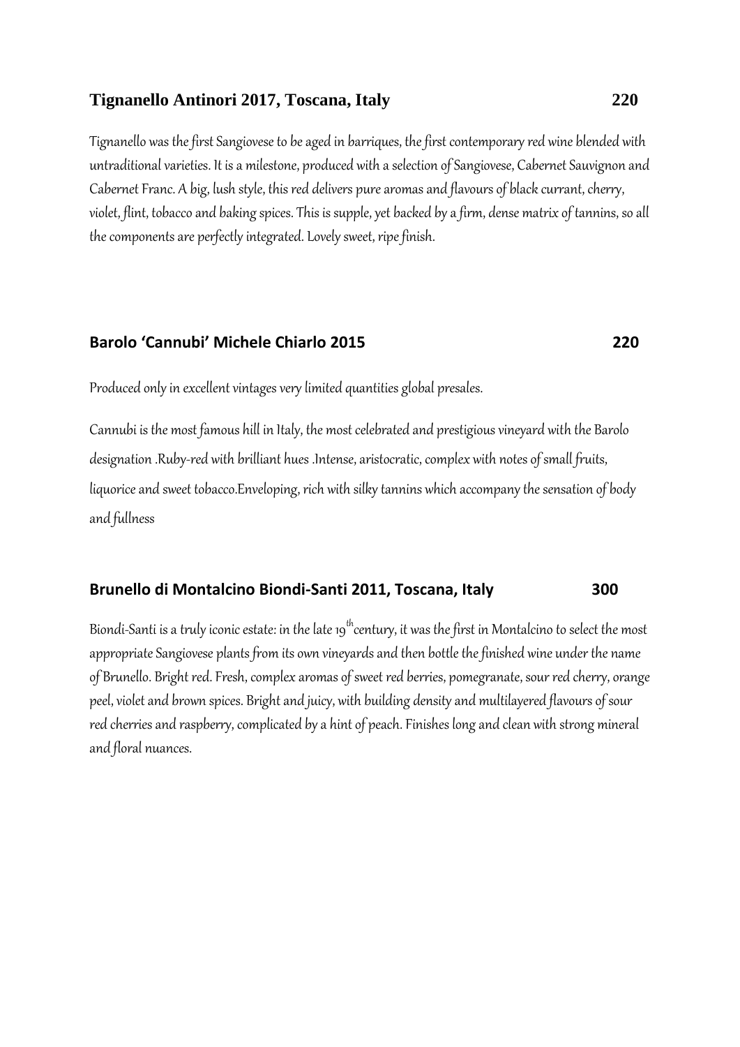## Tignanello Antinori 2017, Toscana, Italy 220

*Tignanello was the first Sangiovese to be aged in barriques, the first contemporary red wine blended with untraditional varieties. It is a milestone, produced with a selection of Sangiovese, Cabernet Sauvignon and Cabernet Franc. A big, lush style, this red delivers pure aromas and flavours of black currant, cherry, violet, flint, tobacco and baking spices. This is supple, yet backed by a firm, dense matrix of tannins, so all the components are perfectly integrated. Lovely sweet, ripe finish.*

## Barolo 'Cannubi' Michele Chiarlo 2015 220

*Produced only in excellent vintages very limited quantities global presales.*

*Cannubi is the most famous hill in Italy, the most celebrated and prestigious vineyard with the Barolo designation .Ruby-red with brilliant hues .Intense, aristocratic, complex with notes of small fruits, liquorice and sweet tobacco.Enveloping, rich with silky tannins which accompany the sensation of body and fullness*

## Brunello di Montalcino Biondi-Santi 2011, Toscana, Italy 300

*Biondi-Santi is a truly iconic estate: in the late 19th century, it was the first in Montalcino to select the most appropriate Sangiovese plants from its own vineyards and then bottle the finished wine under the name of Brunello. Bright red. Fresh, complex aromas of sweet red berries, pomegranate, sour red cherry, orange peel, violet and brown spices. Bright and juicy, with building density and multilayered flavours of sour red cherries and raspberry, complicated by a hint of peach. Finishes long and clean with strong mineral and floral nuances.*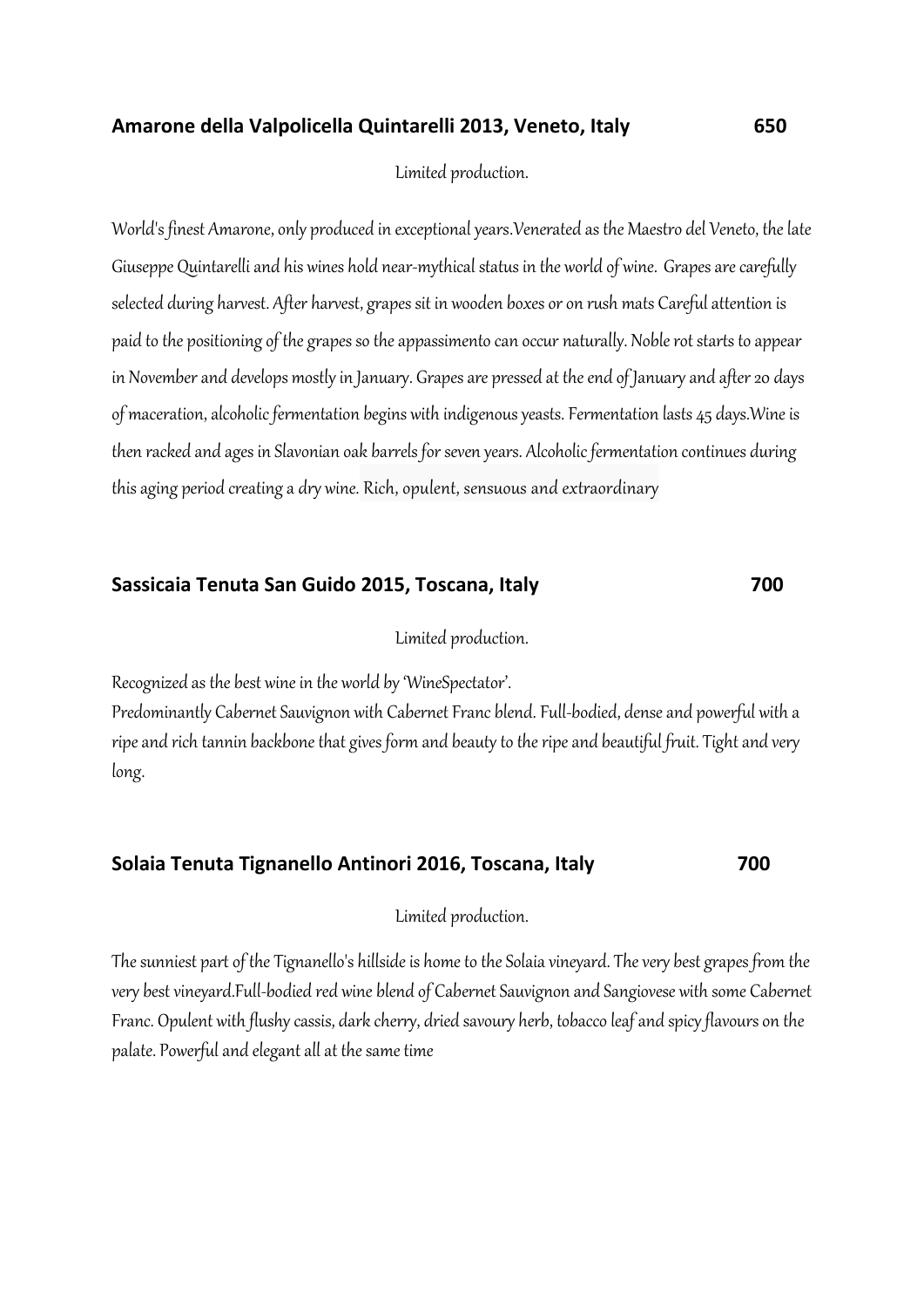**Amarone della Valpolicella Quintarelli 2013, Veneto, Italy 650**

*Limited production.*

*World's finest Amarone, only produced in exceptional years.Venerated as the Maestro del Veneto, the late Giuseppe Quintarelli and his wines hold near-mythical status in the world of wine. Grapes are carefully selected during harvest. After harvest, grapes sit in wooden boxes or on rush mats Careful attention is paid to the positioning of the grapes so the appassimento can occur naturally. Noble rot starts to appear in November and develops mostly in January. Grapes are pressed at the end of January and after 20 days of maceration, alcoholic fermentation begins with indigenous yeasts. Fermentation lasts 45 days.Wine is then racked and ages in Slavonian oak barrels for seven years. Alcoholic fermentation continues during this aging period creating a dry wine. Rich, opulent, sensuous and extraordinary*

**Sassicaia Tenuta San Guido 2015, Toscana, Italy 700**

*Limited production.*

*Recognized as the best wine in the world by 'WineSpectator'.*
*Predominantly Cabernet Sauvignon with Cabernet Franc blend. Full-bodied, dense and powerful with a ripe and rich tannin backbone that gives form and beauty to the ripe and beautiful fruit. Tight and very long.*

**Solaia Tenuta Tignanello Antinori 2016, Toscana, Italy 700**

*Limited production.*

*The sunniest part of the Tignanello's hillside is home to the Solaia vineyard. The very best grapes from the very best vineyard.Full-bodied red wine blend of Cabernet Sauvignon and Sangiovese with some Cabernet Franc. Opulent with flushy cassis, dark cherry, dried savoury herb, tobacco leaf and spicy flavours on the palate. Powerful and elegant all at the same time*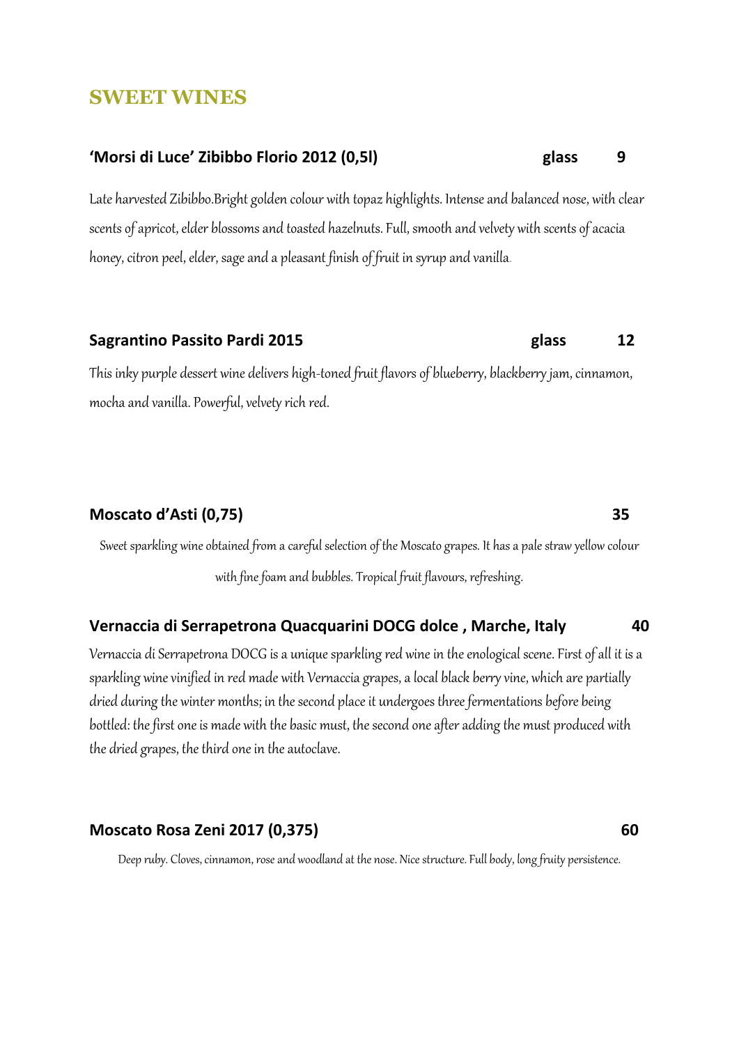## SWEET WINES

**'Morsi di Luce' Zibibbo Florio 2012 (0,5l)** **glass 9**

Late harvested Zibibbo.Bright golden colour with topaz highlights. Intense and balanced nose, with clear scents of apricot, elder blossoms and toasted hazelnuts. Full, smooth and velvety with scents of acacia honey, citron peel, elder, sage and a pleasant finish of fruit in syrup and vanilla.

**Sagrantino Passito Pardi 2015** **glass 12**

This inky purple dessert wine delivers high-toned fruit flavors of blueberry, blackberry jam, cinnamon, mocha and vanilla. Powerful, velvety rich red.

**Moscato d'Asti (0,75)** **35**

Sweet sparkling wine obtained from a careful selection of the Moscato grapes. It has a pale straw yellow colour with fine foam and bubbles. Tropical fruit flavours, refreshing.

**Vernaccia di Serrapetrona Quacquarini DOCG dolce , Marche, Italy** **40**

Vernaccia di Serrapetrona DOCG is a unique sparkling red wine in the enological scene. First of all it is a sparkling wine vinified in red made with Vernaccia grapes, a local black berry vine, which are partially dried during the winter months; in the second place it undergoes three fermentations before being bottled: the first one is made with the basic must, the second one after adding the must produced with the dried grapes, the third one in the autoclave.

**Moscato Rosa Zeni 2017 (0,375)** **60**

Deep ruby. Cloves, cinnamon, rose and woodland at the nose. Nice structure. Full body, long fruity persistence.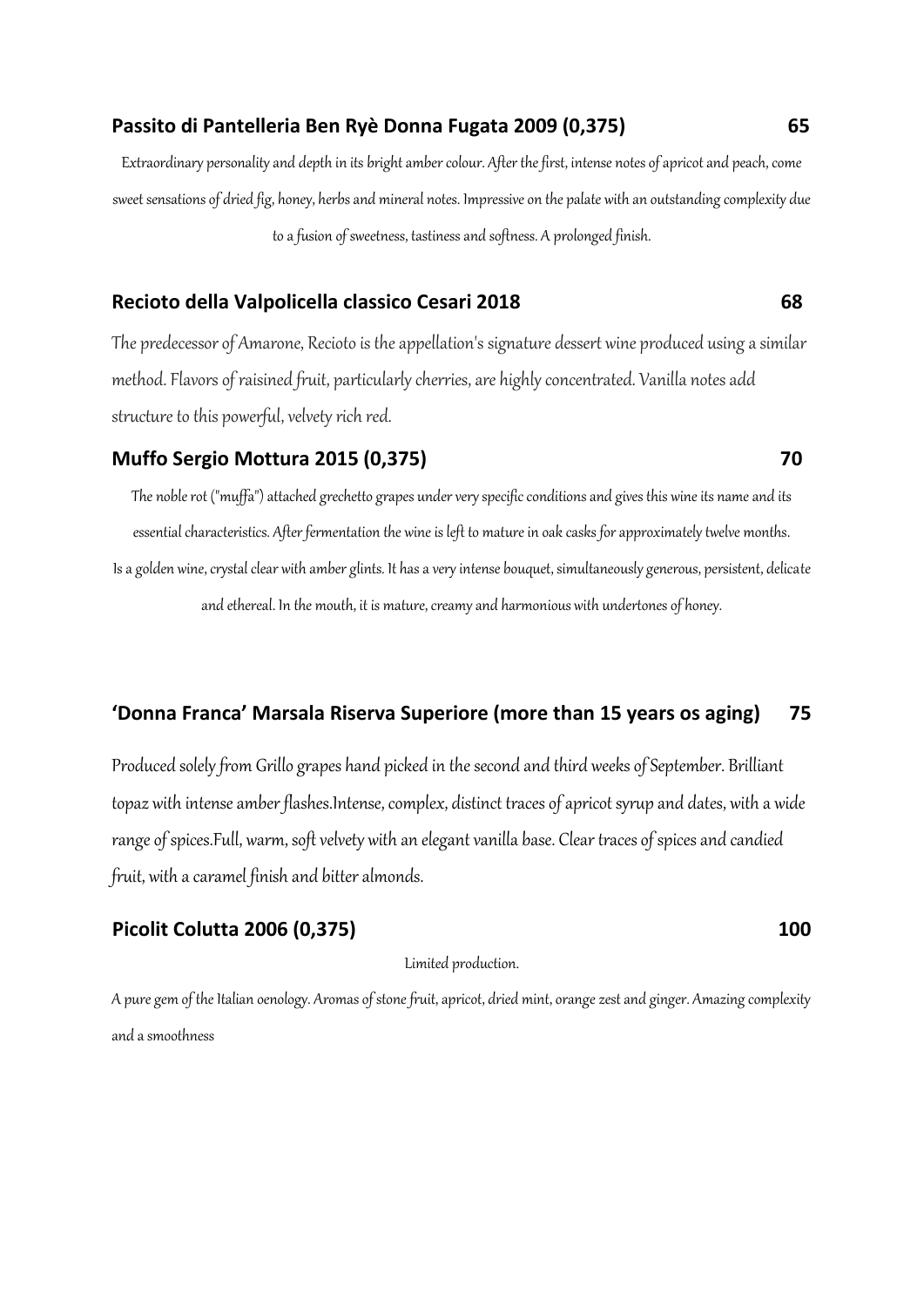**Passito di Pantelleria Ben Ryè Donna Fugata 2009 (0,375) 65**

Extraordinary personality and depth in its bright amber colour. After the first, intense notes of apricot and peach, come sweet sensations of dried fig, honey, herbs and mineral notes. Impressive on the palate with an outstanding complexity due to a fusion of sweetness, tastiness and softness. A prolonged finish.

**Recioto della Valpolicella classico Cesari 2018 68**

The predecessor of Amarone, Recioto is the appellation's signature dessert wine produced using a similar method. Flavors of raisined fruit, particularly cherries, are highly concentrated. Vanilla notes add structure to this powerful, velvety rich red.

**Muffo Sergio Mottura 2015 (0,375) 70**

The noble rot ("muffa") attached grechetto grapes under very specific conditions and gives this wine its name and its essential characteristics. After fermentation the wine is left to mature in oak casks for approximately twelve months. Is a golden wine, crystal clear with amber glints. It has a very intense bouquet, simultaneously generous, persistent, delicate and ethereal. In the mouth, it is mature, creamy and harmonious with undertones of honey.

**'Donna Franca' Marsala Riserva Superiore (more than 15 years os aging) 75**

Produced solely from Grillo grapes hand picked in the second and third weeks of September. Brilliant topaz with intense amber flashes.Intense, complex, distinct traces of apricot syrup and dates, with a wide range of spices.Full, warm, soft velvety with an elegant vanilla base. Clear traces of spices and candied fruit, with a caramel finish and bitter almonds.

**Picolit Colutta 2006 (0,375) 100**

Limited production.

A pure gem of the Italian oenology. Aromas of stone fruit, apricot, dried mint, orange zest and ginger. Amazing complexity and a smoothness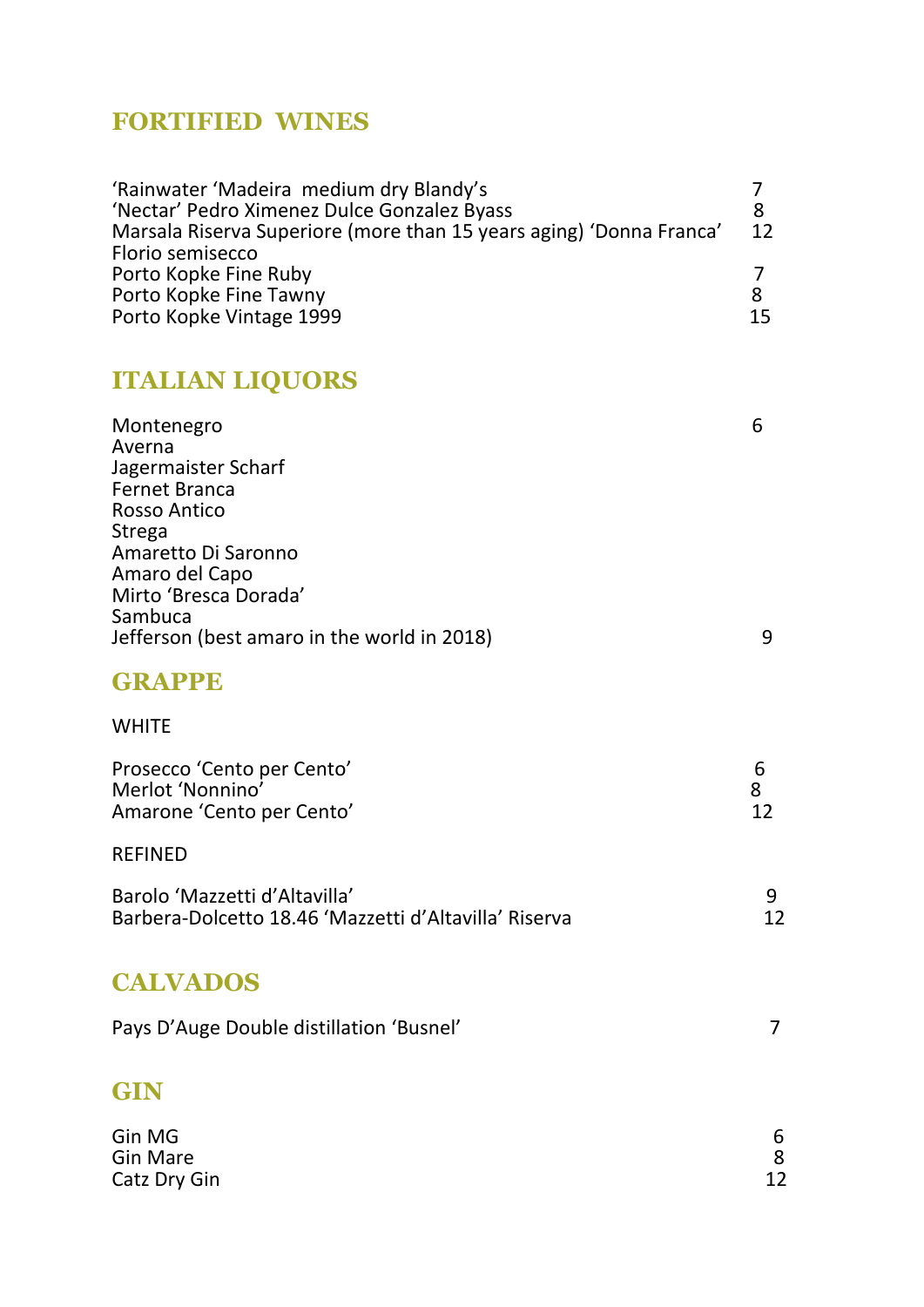## FORTIFIED WINES

| | |
|---|---|
| 'Rainwater 'Madeira medium dry Blandy's | 7 |
| 'Nectar' Pedro Ximenez Dulce Gonzalez Byass | 8 |
| Marsala Riserva Superiore (more than 15 years aging) 'Donna Franca' Florio semisecco | 12 |
| Porto Kopke Fine Ruby | 7 |
| Porto Kopke Fine Tawny | 8 |
| Porto Kopke Vintage 1999 | 15 |

## ITALIAN LIQUORS

| | |
|---|---|
| Montenegro | 6 |
| Averna | |
| Jagermaister Scharf | |
| Fernet Branca | |
| Rosso Antico | |
| Strega | |
| Amaretto Di Saronno | |
| Amaro del Capo | |
| Mirto 'Bresca Dorada' | |
| Sambuca | |
| Jefferson (best amaro in the world in 2018) | 9 |

## GRAPPE

WHITE

| | |
|---|---|
| Prosecco 'Cento per Cento' | 6 |
| Merlot 'Nonnino' | 8 |
| Amarone 'Cento per Cento' | 12 |

REFINED

| | |
|---|---|
| Barolo 'Mazzetti d'Altavilla' | 9 |
| Barbera-Dolcetto 18.46 'Mazzetti d'Altavilla' Riserva | 12 |

## CALVADOS

| | |
|---|---|
| Pays D'Auge Double distillation 'Busnel' | 7 |

## GIN

| | |
|---|---|
| Gin MG | 6 |
| Gin Mare | 8 |
| Catz Dry Gin | 12 |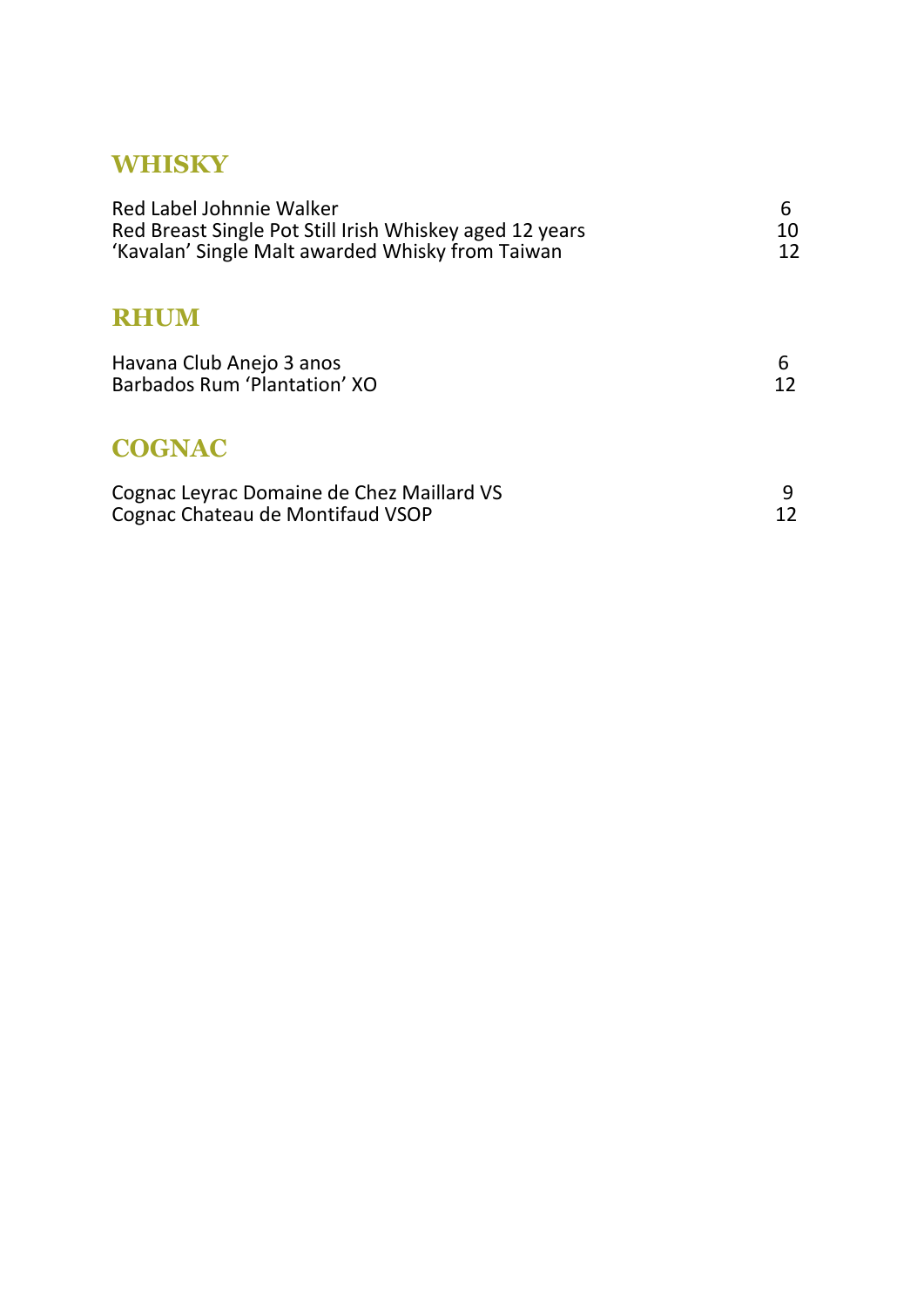## WHISKY

| | |
|---|---|
| Red Label Johnnie Walker | 6 |
| Red Breast Single Pot Still Irish Whiskey aged 12 years | 10 |
| 'Kavalan' Single Malt awarded Whisky from Taiwan | 12 |

## RHUM

| | |
|---|---|
| Havana Club Anejo 3 anos | 6 |
| Barbados Rum 'Plantation' XO | 12 |

## COGNAC

| | |
|---|---|
| Cognac Leyrac Domaine de Chez Maillard VS | 9 |
| Cognac Chateau de Montifaud VSOP | 12 |